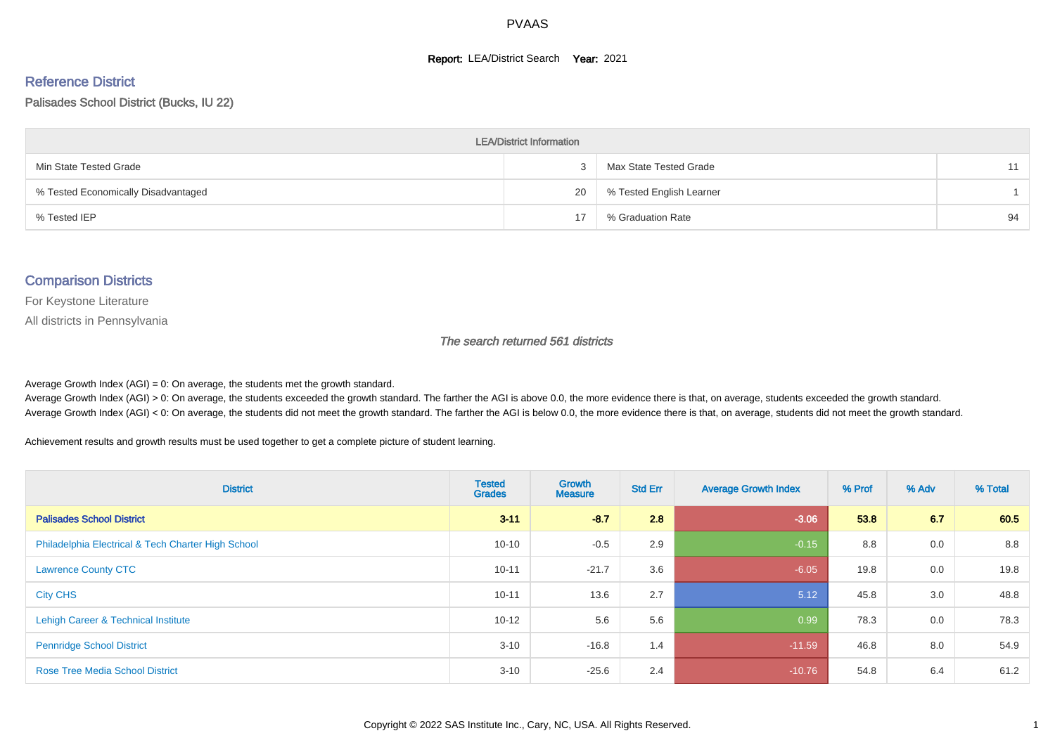# PVAAS

**Report:** LEA/District Search **Year:** 2021

## Reference District

Palisades School District (Bucks, IU 22)

| LEA/District Information | | | |
|---|---|---|---|
| Min State Tested Grade | 3 | Max State Tested Grade | 11 |
| % Tested Economically Disadvantaged | 20 | % Tested English Learner | 1 |
| % Tested IEP | 17 | % Graduation Rate | 94 |

## Comparison Districts

For Keystone Literature

All districts in Pennsylvania

*The search returned 561 districts*

Average Growth Index (AGI) = 0: On average, the students met the growth standard.
Average Growth Index (AGI) > 0: On average, the students exceeded the growth standard. The farther the AGI is above 0.0, the more evidence there is that, on average, students exceeded the growth standard.
Average Growth Index (AGI) < 0: On average, the students did not meet the growth standard. The farther the AGI is below 0.0, the more evidence there is that, on average, students did not meet the growth standard.

Achievement results and growth results must be used together to get a complete picture of student learning.

| District | Tested Grades | Growth Measure | Std Err | Average Growth Index | % Prof | % Adv | % Total |
|---|---|---|---|---|---|---|---|
| **Palisades School District** | **3-11** | **-8.7** | **2.8** | **-3.06** | **53.8** | **6.7** | **60.5** |
| Philadelphia Electrical & Tech Charter High School | 10-10 | -0.5 | 2.9 | -0.15 | 8.8 | 0.0 | 8.8 |
| Lawrence County CTC | 10-11 | -21.7 | 3.6 | -6.05 | 19.8 | 0.0 | 19.8 |
| City CHS | 10-11 | 13.6 | 2.7 | 5.12 | 45.8 | 3.0 | 48.8 |
| Lehigh Career & Technical Institute | 10-12 | 5.6 | 5.6 | 0.99 | 78.3 | 0.0 | 78.3 |
| Pennridge School District | 3-10 | -16.8 | 1.4 | -11.59 | 46.8 | 8.0 | 54.9 |
| Rose Tree Media School District | 3-10 | -25.6 | 2.4 | -10.76 | 54.8 | 6.4 | 61.2 |

Copyright © 2022 SAS Institute Inc., Cary, NC, USA. All Rights Reserved.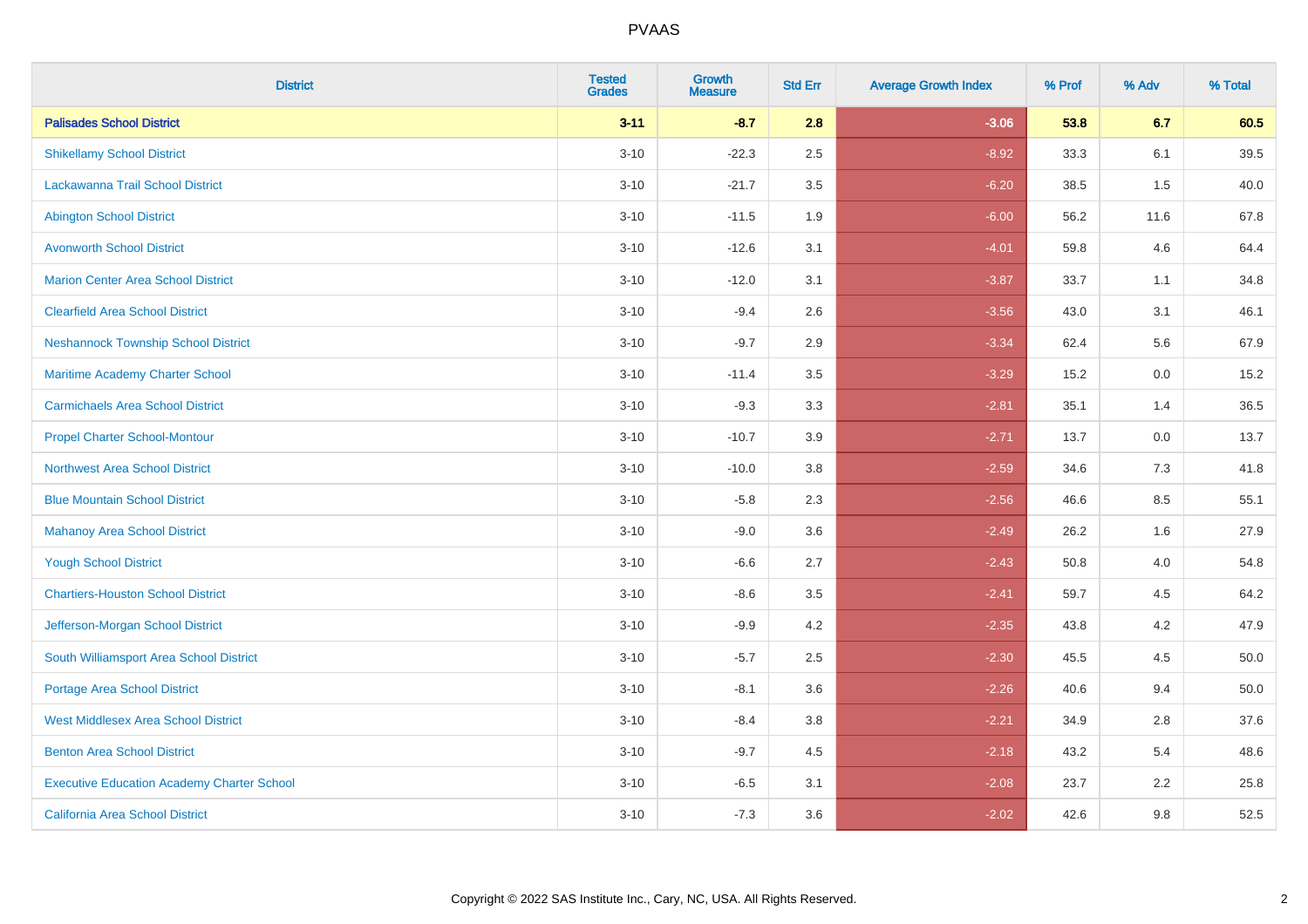# PVAAS

| District | Tested Grades | Growth Measure | Std Err | Average Growth Index | % Prof | % Adv | % Total |
|---|---|---|---|---|---|---|---|
| **Palisades School District** | **3-11** | **-8.7** | **2.8** | **-3.06** | **53.8** | **6.7** | **60.5** |
| Shikellamy School District | 3-10 | -22.3 | 2.5 | -8.92 | 33.3 | 6.1 | 39.5 |
| Lackawanna Trail School District | 3-10 | -21.7 | 3.5 | -6.20 | 38.5 | 1.5 | 40.0 |
| Abington School District | 3-10 | -11.5 | 1.9 | -6.00 | 56.2 | 11.6 | 67.8 |
| Avonworth School District | 3-10 | -12.6 | 3.1 | -4.01 | 59.8 | 4.6 | 64.4 |
| Marion Center Area School District | 3-10 | -12.0 | 3.1 | -3.87 | 33.7 | 1.1 | 34.8 |
| Clearfield Area School District | 3-10 | -9.4 | 2.6 | -3.56 | 43.0 | 3.1 | 46.1 |
| Neshannock Township School District | 3-10 | -9.7 | 2.9 | -3.34 | 62.4 | 5.6 | 67.9 |
| Maritime Academy Charter School | 3-10 | -11.4 | 3.5 | -3.29 | 15.2 | 0.0 | 15.2 |
| Carmichaels Area School District | 3-10 | -9.3 | 3.3 | -2.81 | 35.1 | 1.4 | 36.5 |
| Propel Charter School-Montour | 3-10 | -10.7 | 3.9 | -2.71 | 13.7 | 0.0 | 13.7 |
| Northwest Area School District | 3-10 | -10.0 | 3.8 | -2.59 | 34.6 | 7.3 | 41.8 |
| Blue Mountain School District | 3-10 | -5.8 | 2.3 | -2.56 | 46.6 | 8.5 | 55.1 |
| Mahanoy Area School District | 3-10 | -9.0 | 3.6 | -2.49 | 26.2 | 1.6 | 27.9 |
| Yough School District | 3-10 | -6.6 | 2.7 | -2.43 | 50.8 | 4.0 | 54.8 |
| Chartiers-Houston School District | 3-10 | -8.6 | 3.5 | -2.41 | 59.7 | 4.5 | 64.2 |
| Jefferson-Morgan School District | 3-10 | -9.9 | 4.2 | -2.35 | 43.8 | 4.2 | 47.9 |
| South Williamsport Area School District | 3-10 | -5.7 | 2.5 | -2.30 | 45.5 | 4.5 | 50.0 |
| Portage Area School District | 3-10 | -8.1 | 3.6 | -2.26 | 40.6 | 9.4 | 50.0 |
| West Middlesex Area School District | 3-10 | -8.4 | 3.8 | -2.21 | 34.9 | 2.8 | 37.6 |
| Benton Area School District | 3-10 | -9.7 | 4.5 | -2.18 | 43.2 | 5.4 | 48.6 |
| Executive Education Academy Charter School | 3-10 | -6.5 | 3.1 | -2.08 | 23.7 | 2.2 | 25.8 |
| California Area School District | 3-10 | -7.3 | 3.6 | -2.02 | 42.6 | 9.8 | 52.5 |

Copyright © 2022 SAS Institute Inc., Cary, NC, USA. All Rights Reserved.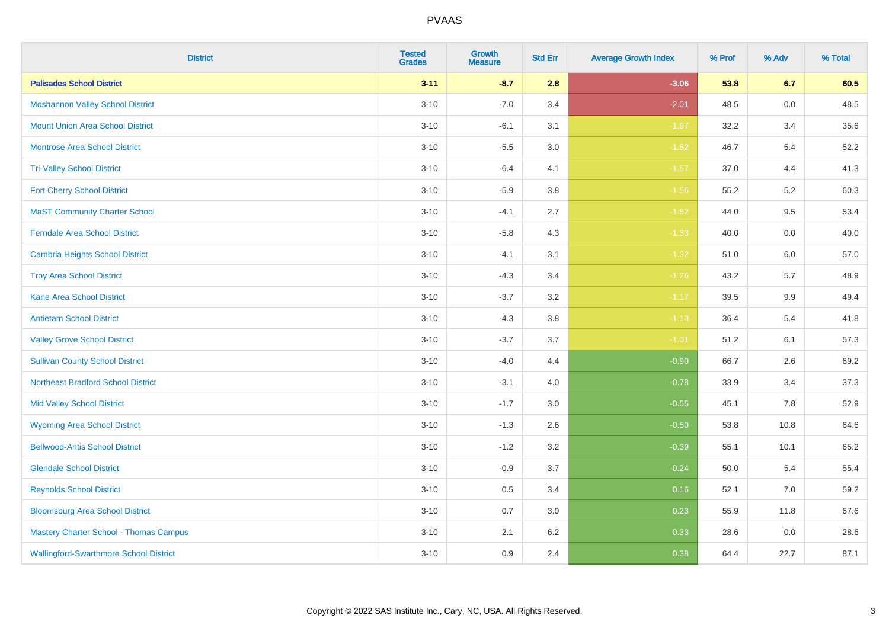| District | Tested Grades | Growth Measure | Std Err | Average Growth Index | % Prof | % Adv | % Total |
|---|---|---|---|---|---|---|---|
| **Palisades School District** | **3-11** | **-8.7** | **2.8** | **-3.06** | **53.8** | **6.7** | **60.5** |
| Moshannon Valley School District | 3-10 | -7.0 | 3.4 | -2.01 | 48.5 | 0.0 | 48.5 |
| Mount Union Area School District | 3-10 | -6.1 | 3.1 | -1.97 | 32.2 | 3.4 | 35.6 |
| Montrose Area School District | 3-10 | -5.5 | 3.0 | -1.82 | 46.7 | 5.4 | 52.2 |
| Tri-Valley School District | 3-10 | -6.4 | 4.1 | -1.57 | 37.0 | 4.4 | 41.3 |
| Fort Cherry School District | 3-10 | -5.9 | 3.8 | -1.56 | 55.2 | 5.2 | 60.3 |
| MaST Community Charter School | 3-10 | -4.1 | 2.7 | -1.52 | 44.0 | 9.5 | 53.4 |
| Ferndale Area School District | 3-10 | -5.8 | 4.3 | -1.33 | 40.0 | 0.0 | 40.0 |
| Cambria Heights School District | 3-10 | -4.1 | 3.1 | -1.32 | 51.0 | 6.0 | 57.0 |
| Troy Area School District | 3-10 | -4.3 | 3.4 | -1.26 | 43.2 | 5.7 | 48.9 |
| Kane Area School District | 3-10 | -3.7 | 3.2 | -1.17 | 39.5 | 9.9 | 49.4 |
| Antietam School District | 3-10 | -4.3 | 3.8 | -1.13 | 36.4 | 5.4 | 41.8 |
| Valley Grove School District | 3-10 | -3.7 | 3.7 | -1.01 | 51.2 | 6.1 | 57.3 |
| Sullivan County School District | 3-10 | -4.0 | 4.4 | -0.90 | 66.7 | 2.6 | 69.2 |
| Northeast Bradford School District | 3-10 | -3.1 | 4.0 | -0.78 | 33.9 | 3.4 | 37.3 |
| Mid Valley School District | 3-10 | -1.7 | 3.0 | -0.55 | 45.1 | 7.8 | 52.9 |
| Wyoming Area School District | 3-10 | -1.3 | 2.6 | -0.50 | 53.8 | 10.8 | 64.6 |
| Bellwood-Antis School District | 3-10 | -1.2 | 3.2 | -0.39 | 55.1 | 10.1 | 65.2 |
| Glendale School District | 3-10 | -0.9 | 3.7 | -0.24 | 50.0 | 5.4 | 55.4 |
| Reynolds School District | 3-10 | 0.5 | 3.4 | 0.16 | 52.1 | 7.0 | 59.2 |
| Bloomsburg Area School District | 3-10 | 0.7 | 3.0 | 0.23 | 55.9 | 11.8 | 67.6 |
| Mastery Charter School - Thomas Campus | 3-10 | 2.1 | 6.2 | 0.33 | 28.6 | 0.0 | 28.6 |
| Wallingford-Swarthmore School District | 3-10 | 0.9 | 2.4 | 0.38 | 64.4 | 22.7 | 87.1 |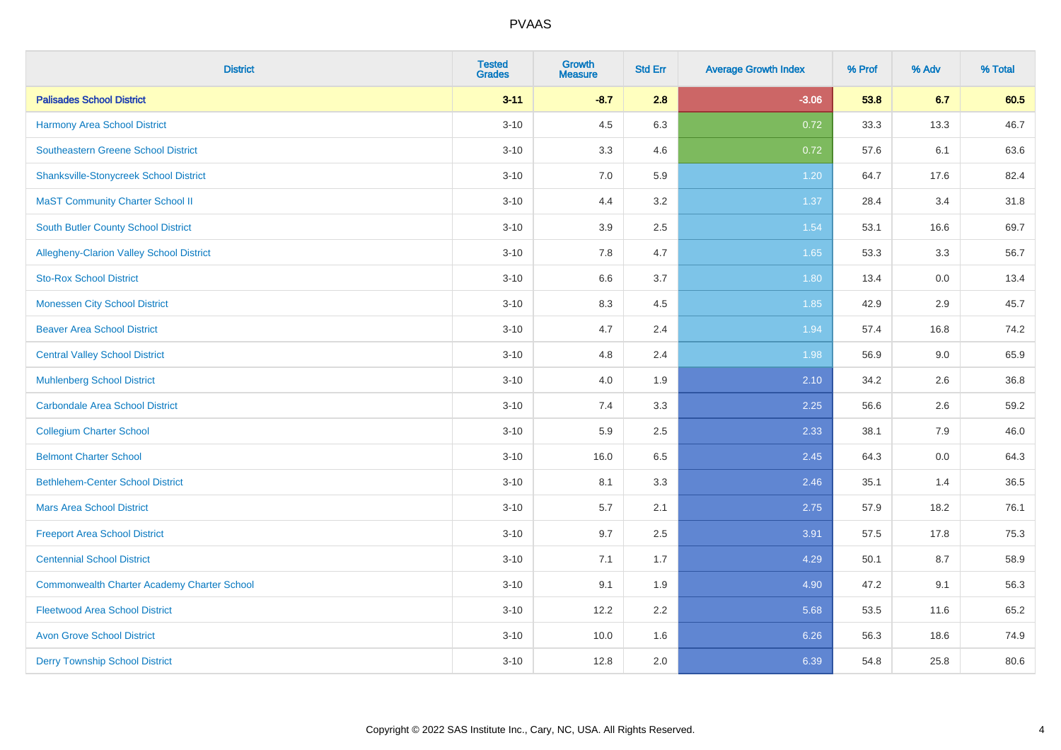# PVAAS

| District | Tested Grades | Growth Measure | Std Err | Average Growth Index | % Prof | % Adv | % Total |
|---|---|---|---|---|---|---|---|
| **Palisades School District** | **3-11** | **-8.7** | **2.8** | **-3.06** | **53.8** | **6.7** | **60.5** |
| Harmony Area School District | 3-10 | 4.5 | 6.3 | 0.72 | 33.3 | 13.3 | 46.7 |
| Southeastern Greene School District | 3-10 | 3.3 | 4.6 | 0.72 | 57.6 | 6.1 | 63.6 |
| Shanksville-Stonycreek School District | 3-10 | 7.0 | 5.9 | 1.20 | 64.7 | 17.6 | 82.4 |
| MaST Community Charter School II | 3-10 | 4.4 | 3.2 | 1.37 | 28.4 | 3.4 | 31.8 |
| South Butler County School District | 3-10 | 3.9 | 2.5 | 1.54 | 53.1 | 16.6 | 69.7 |
| Allegheny-Clarion Valley School District | 3-10 | 7.8 | 4.7 | 1.65 | 53.3 | 3.3 | 56.7 |
| Sto-Rox School District | 3-10 | 6.6 | 3.7 | 1.80 | 13.4 | 0.0 | 13.4 |
| Monessen City School District | 3-10 | 8.3 | 4.5 | 1.85 | 42.9 | 2.9 | 45.7 |
| Beaver Area School District | 3-10 | 4.7 | 2.4 | 1.94 | 57.4 | 16.8 | 74.2 |
| Central Valley School District | 3-10 | 4.8 | 2.4 | 1.98 | 56.9 | 9.0 | 65.9 |
| Muhlenberg School District | 3-10 | 4.0 | 1.9 | 2.10 | 34.2 | 2.6 | 36.8 |
| Carbondale Area School District | 3-10 | 7.4 | 3.3 | 2.25 | 56.6 | 2.6 | 59.2 |
| Collegium Charter School | 3-10 | 5.9 | 2.5 | 2.33 | 38.1 | 7.9 | 46.0 |
| Belmont Charter School | 3-10 | 16.0 | 6.5 | 2.45 | 64.3 | 0.0 | 64.3 |
| Bethlehem-Center School District | 3-10 | 8.1 | 3.3 | 2.46 | 35.1 | 1.4 | 36.5 |
| Mars Area School District | 3-10 | 5.7 | 2.1 | 2.75 | 57.9 | 18.2 | 76.1 |
| Freeport Area School District | 3-10 | 9.7 | 2.5 | 3.91 | 57.5 | 17.8 | 75.3 |
| Centennial School District | 3-10 | 7.1 | 1.7 | 4.29 | 50.1 | 8.7 | 58.9 |
| Commonwealth Charter Academy Charter School | 3-10 | 9.1 | 1.9 | 4.90 | 47.2 | 9.1 | 56.3 |
| Fleetwood Area School District | 3-10 | 12.2 | 2.2 | 5.68 | 53.5 | 11.6 | 65.2 |
| Avon Grove School District | 3-10 | 10.0 | 1.6 | 6.26 | 56.3 | 18.6 | 74.9 |
| Derry Township School District | 3-10 | 12.8 | 2.0 | 6.39 | 54.8 | 25.8 | 80.6 |

Copyright © 2022 SAS Institute Inc., Cary, NC, USA. All Rights Reserved.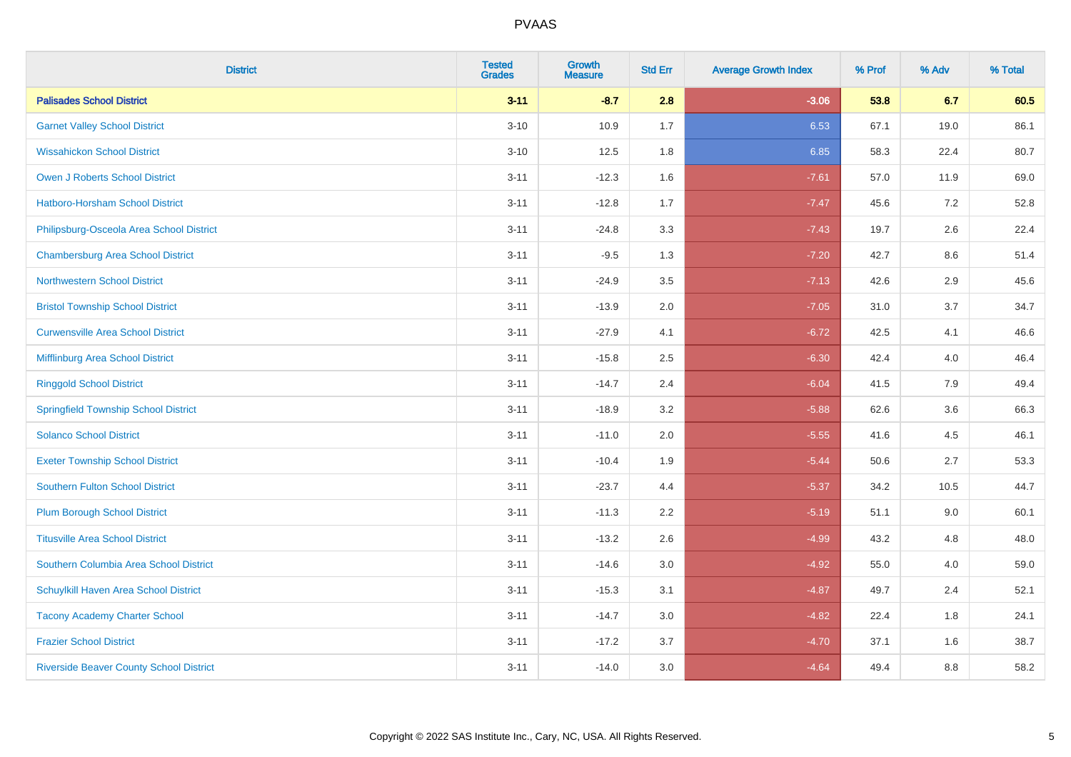| District | Tested Grades | Growth Measure | Std Err | Average Growth Index | % Prof | % Adv | % Total |
|---|---|---|---|---|---|---|---|
| **Palisades School District** | **3-11** | **-8.7** | **2.8** | **-3.06** | **53.8** | **6.7** | **60.5** |
| Garnet Valley School District | 3-10 | 10.9 | 1.7 | 6.53 | 67.1 | 19.0 | 86.1 |
| Wissahickon School District | 3-10 | 12.5 | 1.8 | 6.85 | 58.3 | 22.4 | 80.7 |
| Owen J Roberts School District | 3-11 | -12.3 | 1.6 | -7.61 | 57.0 | 11.9 | 69.0 |
| Hatboro-Horsham School District | 3-11 | -12.8 | 1.7 | -7.47 | 45.6 | 7.2 | 52.8 |
| Philipsburg-Osceola Area School District | 3-11 | -24.8 | 3.3 | -7.43 | 19.7 | 2.6 | 22.4 |
| Chambersburg Area School District | 3-11 | -9.5 | 1.3 | -7.20 | 42.7 | 8.6 | 51.4 |
| Northwestern School District | 3-11 | -24.9 | 3.5 | -7.13 | 42.6 | 2.9 | 45.6 |
| Bristol Township School District | 3-11 | -13.9 | 2.0 | -7.05 | 31.0 | 3.7 | 34.7 |
| Curwensville Area School District | 3-11 | -27.9 | 4.1 | -6.72 | 42.5 | 4.1 | 46.6 |
| Mifflinburg Area School District | 3-11 | -15.8 | 2.5 | -6.30 | 42.4 | 4.0 | 46.4 |
| Ringgold School District | 3-11 | -14.7 | 2.4 | -6.04 | 41.5 | 7.9 | 49.4 |
| Springfield Township School District | 3-11 | -18.9 | 3.2 | -5.88 | 62.6 | 3.6 | 66.3 |
| Solanco School District | 3-11 | -11.0 | 2.0 | -5.55 | 41.6 | 4.5 | 46.1 |
| Exeter Township School District | 3-11 | -10.4 | 1.9 | -5.44 | 50.6 | 2.7 | 53.3 |
| Southern Fulton School District | 3-11 | -23.7 | 4.4 | -5.37 | 34.2 | 10.5 | 44.7 |
| Plum Borough School District | 3-11 | -11.3 | 2.2 | -5.19 | 51.1 | 9.0 | 60.1 |
| Titusville Area School District | 3-11 | -13.2 | 2.6 | -4.99 | 43.2 | 4.8 | 48.0 |
| Southern Columbia Area School District | 3-11 | -14.6 | 3.0 | -4.92 | 55.0 | 4.0 | 59.0 |
| Schuylkill Haven Area School District | 3-11 | -15.3 | 3.1 | -4.87 | 49.7 | 2.4 | 52.1 |
| Tacony Academy Charter School | 3-11 | -14.7 | 3.0 | -4.82 | 22.4 | 1.8 | 24.1 |
| Frazier School District | 3-11 | -17.2 | 3.7 | -4.70 | 37.1 | 1.6 | 38.7 |
| Riverside Beaver County School District | 3-11 | -14.0 | 3.0 | -4.64 | 49.4 | 8.8 | 58.2 |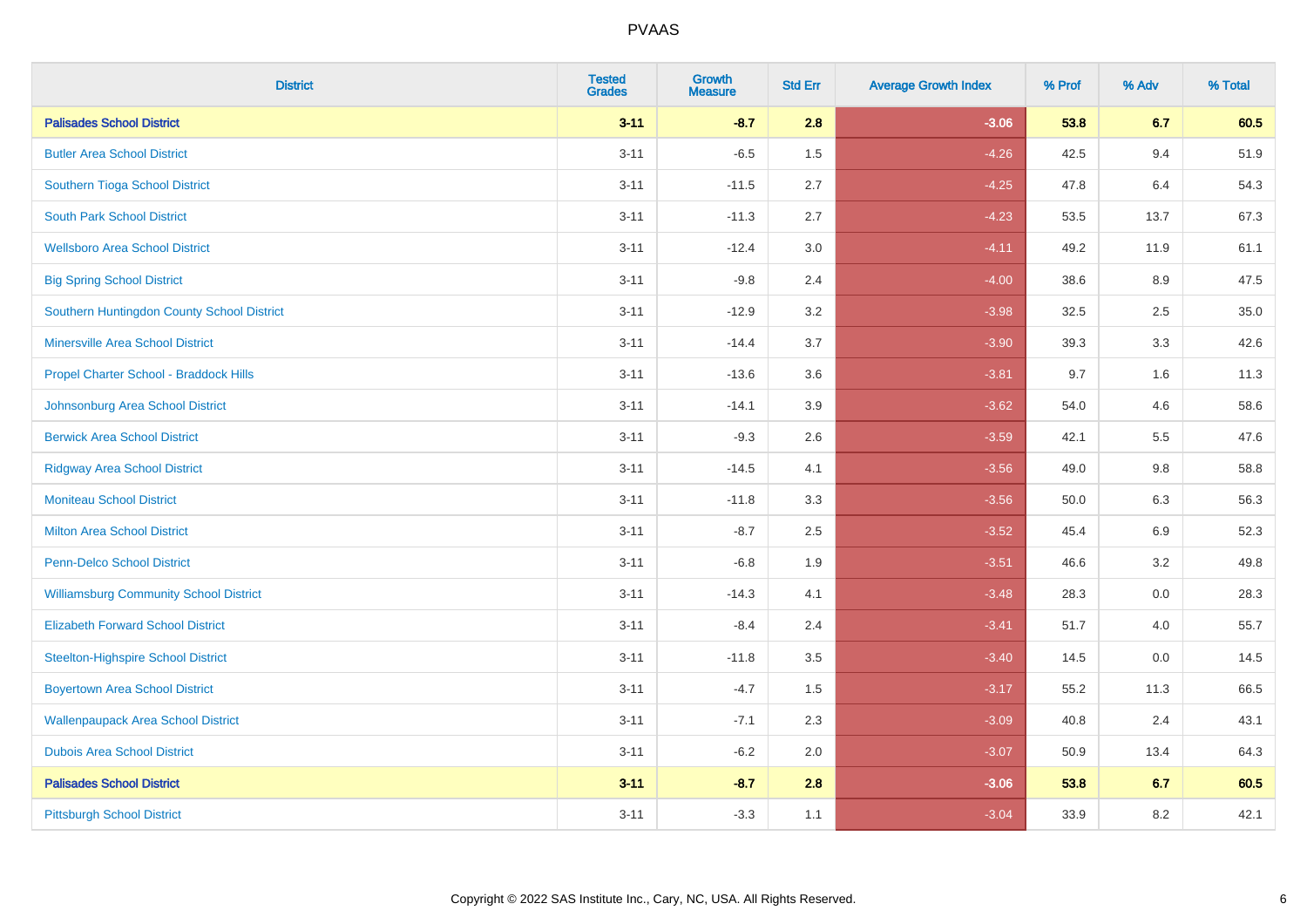| District | Tested Grades | Growth Measure | Std Err | Average Growth Index | % Prof | % Adv | % Total |
|---|---|---|---|---|---|---|---|
| **Palisades School District** | **3-11** | **-8.7** | **2.8** | **-3.06** | **53.8** | **6.7** | **60.5** |
| Butler Area School District | 3-11 | -6.5 | 1.5 | -4.26 | 42.5 | 9.4 | 51.9 |
| Southern Tioga School District | 3-11 | -11.5 | 2.7 | -4.25 | 47.8 | 6.4 | 54.3 |
| South Park School District | 3-11 | -11.3 | 2.7 | -4.23 | 53.5 | 13.7 | 67.3 |
| Wellsboro Area School District | 3-11 | -12.4 | 3.0 | -4.11 | 49.2 | 11.9 | 61.1 |
| Big Spring School District | 3-11 | -9.8 | 2.4 | -4.00 | 38.6 | 8.9 | 47.5 |
| Southern Huntingdon County School District | 3-11 | -12.9 | 3.2 | -3.98 | 32.5 | 2.5 | 35.0 |
| Minersville Area School District | 3-11 | -14.4 | 3.7 | -3.90 | 39.3 | 3.3 | 42.6 |
| Propel Charter School - Braddock Hills | 3-11 | -13.6 | 3.6 | -3.81 | 9.7 | 1.6 | 11.3 |
| Johnsonburg Area School District | 3-11 | -14.1 | 3.9 | -3.62 | 54.0 | 4.6 | 58.6 |
| Berwick Area School District | 3-11 | -9.3 | 2.6 | -3.59 | 42.1 | 5.5 | 47.6 |
| Ridgway Area School District | 3-11 | -14.5 | 4.1 | -3.56 | 49.0 | 9.8 | 58.8 |
| Moniteau School District | 3-11 | -11.8 | 3.3 | -3.56 | 50.0 | 6.3 | 56.3 |
| Milton Area School District | 3-11 | -8.7 | 2.5 | -3.52 | 45.4 | 6.9 | 52.3 |
| Penn-Delco School District | 3-11 | -6.8 | 1.9 | -3.51 | 46.6 | 3.2 | 49.8 |
| Williamsburg Community School District | 3-11 | -14.3 | 4.1 | -3.48 | 28.3 | 0.0 | 28.3 |
| Elizabeth Forward School District | 3-11 | -8.4 | 2.4 | -3.41 | 51.7 | 4.0 | 55.7 |
| Steelton-Highspire School District | 3-11 | -11.8 | 3.5 | -3.40 | 14.5 | 0.0 | 14.5 |
| Boyertown Area School District | 3-11 | -4.7 | 1.5 | -3.17 | 55.2 | 11.3 | 66.5 |
| Wallenpaupack Area School District | 3-11 | -7.1 | 2.3 | -3.09 | 40.8 | 2.4 | 43.1 |
| Dubois Area School District | 3-11 | -6.2 | 2.0 | -3.07 | 50.9 | 13.4 | 64.3 |
| **Palisades School District** | **3-11** | **-8.7** | **2.8** | **-3.06** | **53.8** | **6.7** | **60.5** |
| Pittsburgh School District | 3-11 | -3.3 | 1.1 | -3.04 | 33.9 | 8.2 | 42.1 |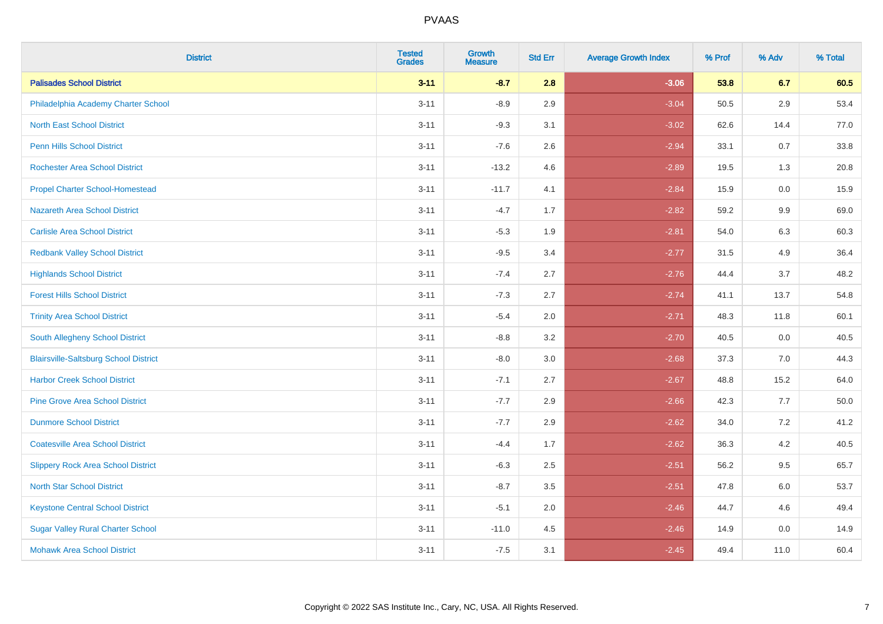# PVAAS

| District | Tested Grades | Growth Measure | Std Err | Average Growth Index | % Prof | % Adv | % Total |
|---|---|---|---|---|---|---|---|
| **Palisades School District** | **3-11** | **-8.7** | **2.8** | **-3.06** | **53.8** | **6.7** | **60.5** |
| Philadelphia Academy Charter School | 3-11 | -8.9 | 2.9 | -3.04 | 50.5 | 2.9 | 53.4 |
| North East School District | 3-11 | -9.3 | 3.1 | -3.02 | 62.6 | 14.4 | 77.0 |
| Penn Hills School District | 3-11 | -7.6 | 2.6 | -2.94 | 33.1 | 0.7 | 33.8 |
| Rochester Area School District | 3-11 | -13.2 | 4.6 | -2.89 | 19.5 | 1.3 | 20.8 |
| Propel Charter School-Homestead | 3-11 | -11.7 | 4.1 | -2.84 | 15.9 | 0.0 | 15.9 |
| Nazareth Area School District | 3-11 | -4.7 | 1.7 | -2.82 | 59.2 | 9.9 | 69.0 |
| Carlisle Area School District | 3-11 | -5.3 | 1.9 | -2.81 | 54.0 | 6.3 | 60.3 |
| Redbank Valley School District | 3-11 | -9.5 | 3.4 | -2.77 | 31.5 | 4.9 | 36.4 |
| Highlands School District | 3-11 | -7.4 | 2.7 | -2.76 | 44.4 | 3.7 | 48.2 |
| Forest Hills School District | 3-11 | -7.3 | 2.7 | -2.74 | 41.1 | 13.7 | 54.8 |
| Trinity Area School District | 3-11 | -5.4 | 2.0 | -2.71 | 48.3 | 11.8 | 60.1 |
| South Allegheny School District | 3-11 | -8.8 | 3.2 | -2.70 | 40.5 | 0.0 | 40.5 |
| Blairsville-Saltsburg School District | 3-11 | -8.0 | 3.0 | -2.68 | 37.3 | 7.0 | 44.3 |
| Harbor Creek School District | 3-11 | -7.1 | 2.7 | -2.67 | 48.8 | 15.2 | 64.0 |
| Pine Grove Area School District | 3-11 | -7.7 | 2.9 | -2.66 | 42.3 | 7.7 | 50.0 |
| Dunmore School District | 3-11 | -7.7 | 2.9 | -2.62 | 34.0 | 7.2 | 41.2 |
| Coatesville Area School District | 3-11 | -4.4 | 1.7 | -2.62 | 36.3 | 4.2 | 40.5 |
| Slippery Rock Area School District | 3-11 | -6.3 | 2.5 | -2.51 | 56.2 | 9.5 | 65.7 |
| North Star School District | 3-11 | -8.7 | 3.5 | -2.51 | 47.8 | 6.0 | 53.7 |
| Keystone Central School District | 3-11 | -5.1 | 2.0 | -2.46 | 44.7 | 4.6 | 49.4 |
| Sugar Valley Rural Charter School | 3-11 | -11.0 | 4.5 | -2.46 | 14.9 | 0.0 | 14.9 |
| Mohawk Area School District | 3-11 | -7.5 | 3.1 | -2.45 | 49.4 | 11.0 | 60.4 |

Copyright © 2022 SAS Institute Inc., Cary, NC, USA. All Rights Reserved.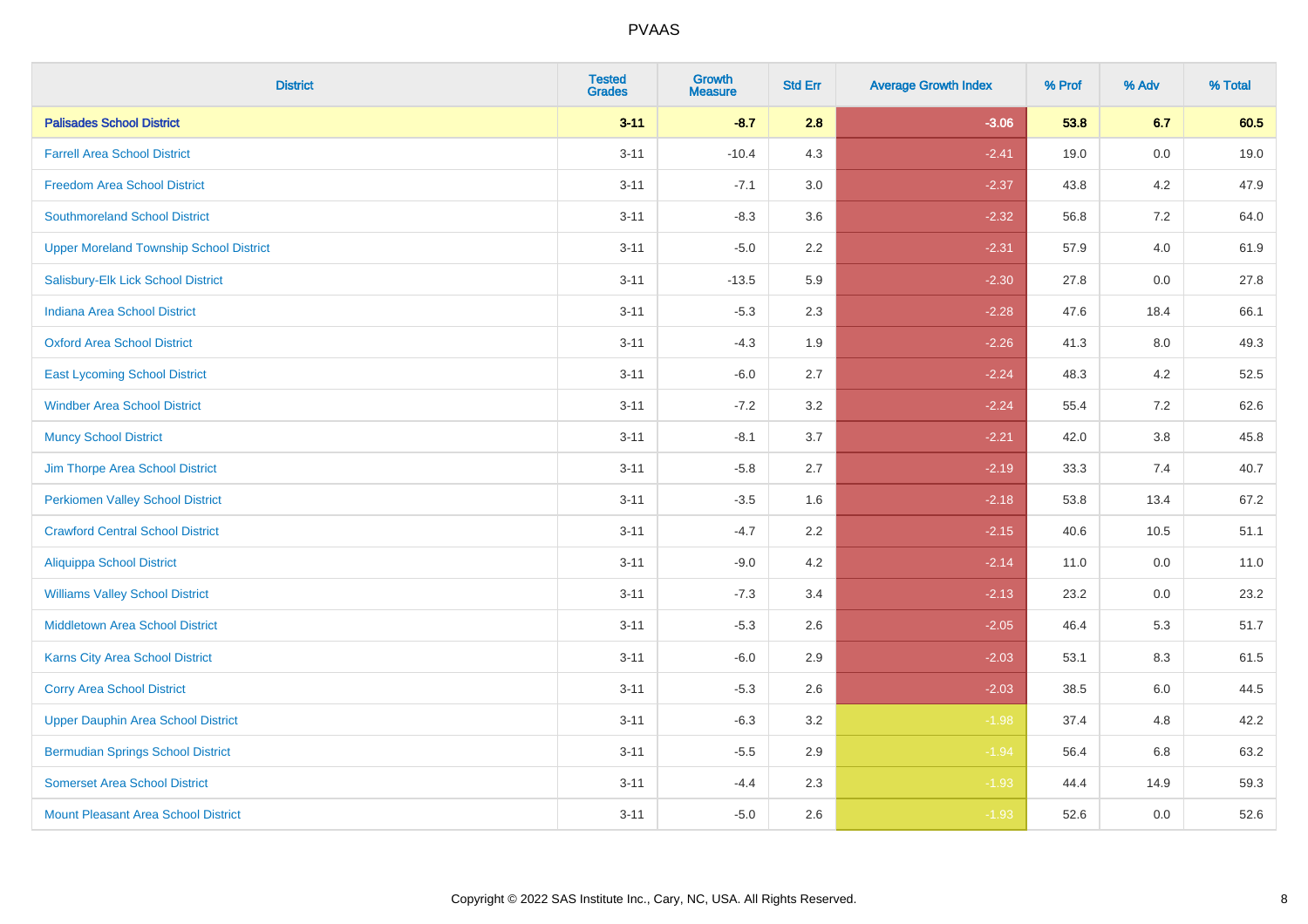| District | Tested Grades | Growth Measure | Std Err | Average Growth Index | % Prof | % Adv | % Total |
|---|---|---|---|---|---|---|---|
| **Palisades School District** | **3-11** | **-8.7** | **2.8** | **-3.06** | **53.8** | **6.7** | **60.5** |
| Farrell Area School District | 3-11 | -10.4 | 4.3 | -2.41 | 19.0 | 0.0 | 19.0 |
| Freedom Area School District | 3-11 | -7.1 | 3.0 | -2.37 | 43.8 | 4.2 | 47.9 |
| Southmoreland School District | 3-11 | -8.3 | 3.6 | -2.32 | 56.8 | 7.2 | 64.0 |
| Upper Moreland Township School District | 3-11 | -5.0 | 2.2 | -2.31 | 57.9 | 4.0 | 61.9 |
| Salisbury-Elk Lick School District | 3-11 | -13.5 | 5.9 | -2.30 | 27.8 | 0.0 | 27.8 |
| Indiana Area School District | 3-11 | -5.3 | 2.3 | -2.28 | 47.6 | 18.4 | 66.1 |
| Oxford Area School District | 3-11 | -4.3 | 1.9 | -2.26 | 41.3 | 8.0 | 49.3 |
| East Lycoming School District | 3-11 | -6.0 | 2.7 | -2.24 | 48.3 | 4.2 | 52.5 |
| Windber Area School District | 3-11 | -7.2 | 3.2 | -2.24 | 55.4 | 7.2 | 62.6 |
| Muncy School District | 3-11 | -8.1 | 3.7 | -2.21 | 42.0 | 3.8 | 45.8 |
| Jim Thorpe Area School District | 3-11 | -5.8 | 2.7 | -2.19 | 33.3 | 7.4 | 40.7 |
| Perkiomen Valley School District | 3-11 | -3.5 | 1.6 | -2.18 | 53.8 | 13.4 | 67.2 |
| Crawford Central School District | 3-11 | -4.7 | 2.2 | -2.15 | 40.6 | 10.5 | 51.1 |
| Aliquippa School District | 3-11 | -9.0 | 4.2 | -2.14 | 11.0 | 0.0 | 11.0 |
| Williams Valley School District | 3-11 | -7.3 | 3.4 | -2.13 | 23.2 | 0.0 | 23.2 |
| Middletown Area School District | 3-11 | -5.3 | 2.6 | -2.05 | 46.4 | 5.3 | 51.7 |
| Karns City Area School District | 3-11 | -6.0 | 2.9 | -2.03 | 53.1 | 8.3 | 61.5 |
| Corry Area School District | 3-11 | -5.3 | 2.6 | -2.03 | 38.5 | 6.0 | 44.5 |
| Upper Dauphin Area School District | 3-11 | -6.3 | 3.2 | -1.98 | 37.4 | 4.8 | 42.2 |
| Bermudian Springs School District | 3-11 | -5.5 | 2.9 | -1.94 | 56.4 | 6.8 | 63.2 |
| Somerset Area School District | 3-11 | -4.4 | 2.3 | -1.93 | 44.4 | 14.9 | 59.3 |
| Mount Pleasant Area School District | 3-11 | -5.0 | 2.6 | -1.93 | 52.6 | 0.0 | 52.6 |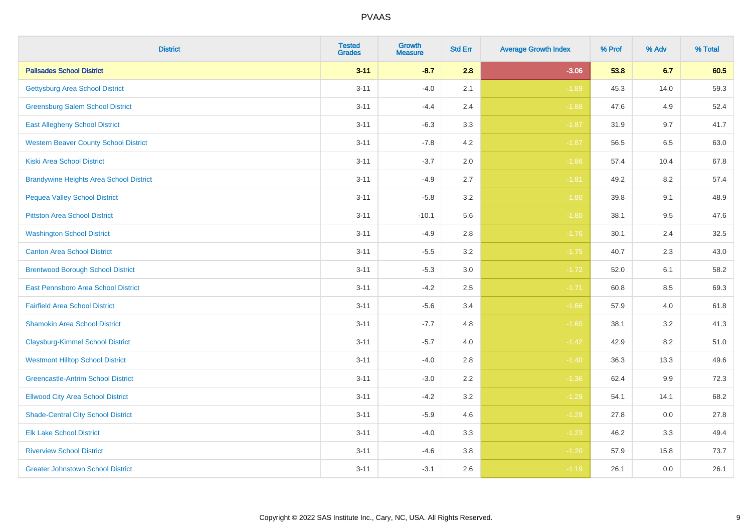| District | Tested Grades | Growth Measure | Std Err | Average Growth Index | % Prof | % Adv | % Total |
|---|---|---|---|---|---|---|---|
| **Palisades School District** | **3-11** | **-8.7** | **2.8** | **-3.06** | **53.8** | **6.7** | **60.5** |
| Gettysburg Area School District | 3-11 | -4.0 | 2.1 | -1.89 | 45.3 | 14.0 | 59.3 |
| Greensburg Salem School District | 3-11 | -4.4 | 2.4 | -1.88 | 47.6 | 4.9 | 52.4 |
| East Allegheny School District | 3-11 | -6.3 | 3.3 | -1.87 | 31.9 | 9.7 | 41.7 |
| Western Beaver County School District | 3-11 | -7.8 | 4.2 | -1.87 | 56.5 | 6.5 | 63.0 |
| Kiski Area School District | 3-11 | -3.7 | 2.0 | -1.86 | 57.4 | 10.4 | 67.8 |
| Brandywine Heights Area School District | 3-11 | -4.9 | 2.7 | -1.81 | 49.2 | 8.2 | 57.4 |
| Pequea Valley School District | 3-11 | -5.8 | 3.2 | -1.80 | 39.8 | 9.1 | 48.9 |
| Pittston Area School District | 3-11 | -10.1 | 5.6 | -1.80 | 38.1 | 9.5 | 47.6 |
| Washington School District | 3-11 | -4.9 | 2.8 | -1.76 | 30.1 | 2.4 | 32.5 |
| Canton Area School District | 3-11 | -5.5 | 3.2 | -1.75 | 40.7 | 2.3 | 43.0 |
| Brentwood Borough School District | 3-11 | -5.3 | 3.0 | -1.72 | 52.0 | 6.1 | 58.2 |
| East Pennsboro Area School District | 3-11 | -4.2 | 2.5 | -1.71 | 60.8 | 8.5 | 69.3 |
| Fairfield Area School District | 3-11 | -5.6 | 3.4 | -1.66 | 57.9 | 4.0 | 61.8 |
| Shamokin Area School District | 3-11 | -7.7 | 4.8 | -1.60 | 38.1 | 3.2 | 41.3 |
| Claysburg-Kimmel School District | 3-11 | -5.7 | 4.0 | -1.42 | 42.9 | 8.2 | 51.0 |
| Westmont Hilltop School District | 3-11 | -4.0 | 2.8 | -1.40 | 36.3 | 13.3 | 49.6 |
| Greencastle-Antrim School District | 3-11 | -3.0 | 2.2 | -1.36 | 62.4 | 9.9 | 72.3 |
| Ellwood City Area School District | 3-11 | -4.2 | 3.2 | -1.29 | 54.1 | 14.1 | 68.2 |
| Shade-Central City School District | 3-11 | -5.9 | 4.6 | -1.28 | 27.8 | 0.0 | 27.8 |
| Elk Lake School District | 3-11 | -4.0 | 3.3 | -1.23 | 46.2 | 3.3 | 49.4 |
| Riverview School District | 3-11 | -4.6 | 3.8 | -1.20 | 57.9 | 15.8 | 73.7 |
| Greater Johnstown School District | 3-11 | -3.1 | 2.6 | -1.19 | 26.1 | 0.0 | 26.1 |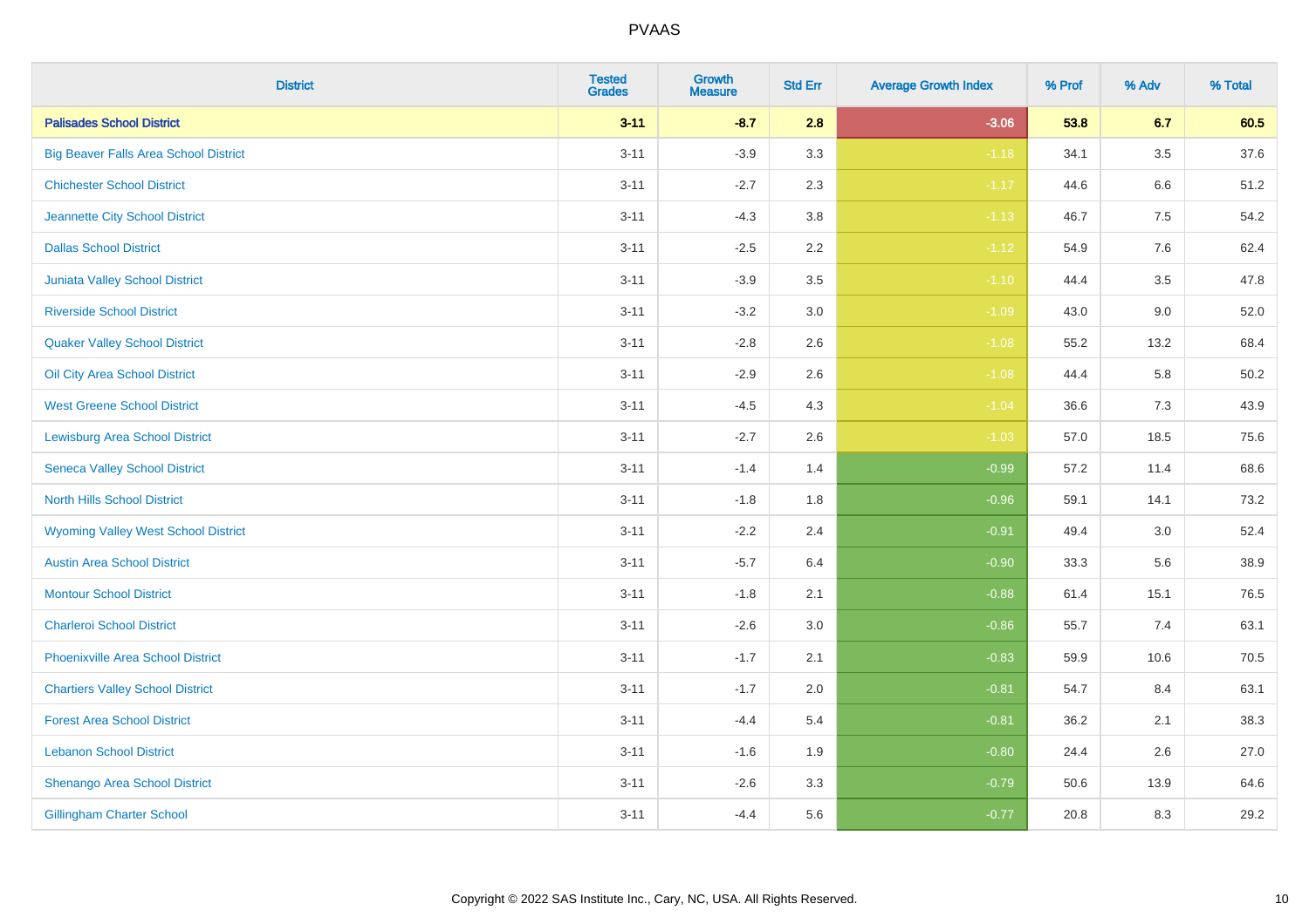| District | Tested Grades | Growth Measure | Std Err | Average Growth Index | % Prof | % Adv | % Total |
|---|---|---|---|---|---|---|---|
| **Palisades School District** | **3-11** | **-8.7** | **2.8** | **-3.06** | **53.8** | **6.7** | **60.5** |
| Big Beaver Falls Area School District | 3-11 | -3.9 | 3.3 | -1.18 | 34.1 | 3.5 | 37.6 |
| Chichester School District | 3-11 | -2.7 | 2.3 | -1.17 | 44.6 | 6.6 | 51.2 |
| Jeannette City School District | 3-11 | -4.3 | 3.8 | -1.13 | 46.7 | 7.5 | 54.2 |
| Dallas School District | 3-11 | -2.5 | 2.2 | -1.12 | 54.9 | 7.6 | 62.4 |
| Juniata Valley School District | 3-11 | -3.9 | 3.5 | -1.10 | 44.4 | 3.5 | 47.8 |
| Riverside School District | 3-11 | -3.2 | 3.0 | -1.09 | 43.0 | 9.0 | 52.0 |
| Quaker Valley School District | 3-11 | -2.8 | 2.6 | -1.08 | 55.2 | 13.2 | 68.4 |
| Oil City Area School District | 3-11 | -2.9 | 2.6 | -1.08 | 44.4 | 5.8 | 50.2 |
| West Greene School District | 3-11 | -4.5 | 4.3 | -1.04 | 36.6 | 7.3 | 43.9 |
| Lewisburg Area School District | 3-11 | -2.7 | 2.6 | -1.03 | 57.0 | 18.5 | 75.6 |
| Seneca Valley School District | 3-11 | -1.4 | 1.4 | -0.99 | 57.2 | 11.4 | 68.6 |
| North Hills School District | 3-11 | -1.8 | 1.8 | -0.96 | 59.1 | 14.1 | 73.2 |
| Wyoming Valley West School District | 3-11 | -2.2 | 2.4 | -0.91 | 49.4 | 3.0 | 52.4 |
| Austin Area School District | 3-11 | -5.7 | 6.4 | -0.90 | 33.3 | 5.6 | 38.9 |
| Montour School District | 3-11 | -1.8 | 2.1 | -0.88 | 61.4 | 15.1 | 76.5 |
| Charleroi School District | 3-11 | -2.6 | 3.0 | -0.86 | 55.7 | 7.4 | 63.1 |
| Phoenixville Area School District | 3-11 | -1.7 | 2.1 | -0.83 | 59.9 | 10.6 | 70.5 |
| Chartiers Valley School District | 3-11 | -1.7 | 2.0 | -0.81 | 54.7 | 8.4 | 63.1 |
| Forest Area School District | 3-11 | -4.4 | 5.4 | -0.81 | 36.2 | 2.1 | 38.3 |
| Lebanon School District | 3-11 | -1.6 | 1.9 | -0.80 | 24.4 | 2.6 | 27.0 |
| Shenango Area School District | 3-11 | -2.6 | 3.3 | -0.79 | 50.6 | 13.9 | 64.6 |
| Gillingham Charter School | 3-11 | -4.4 | 5.6 | -0.77 | 20.8 | 8.3 | 29.2 |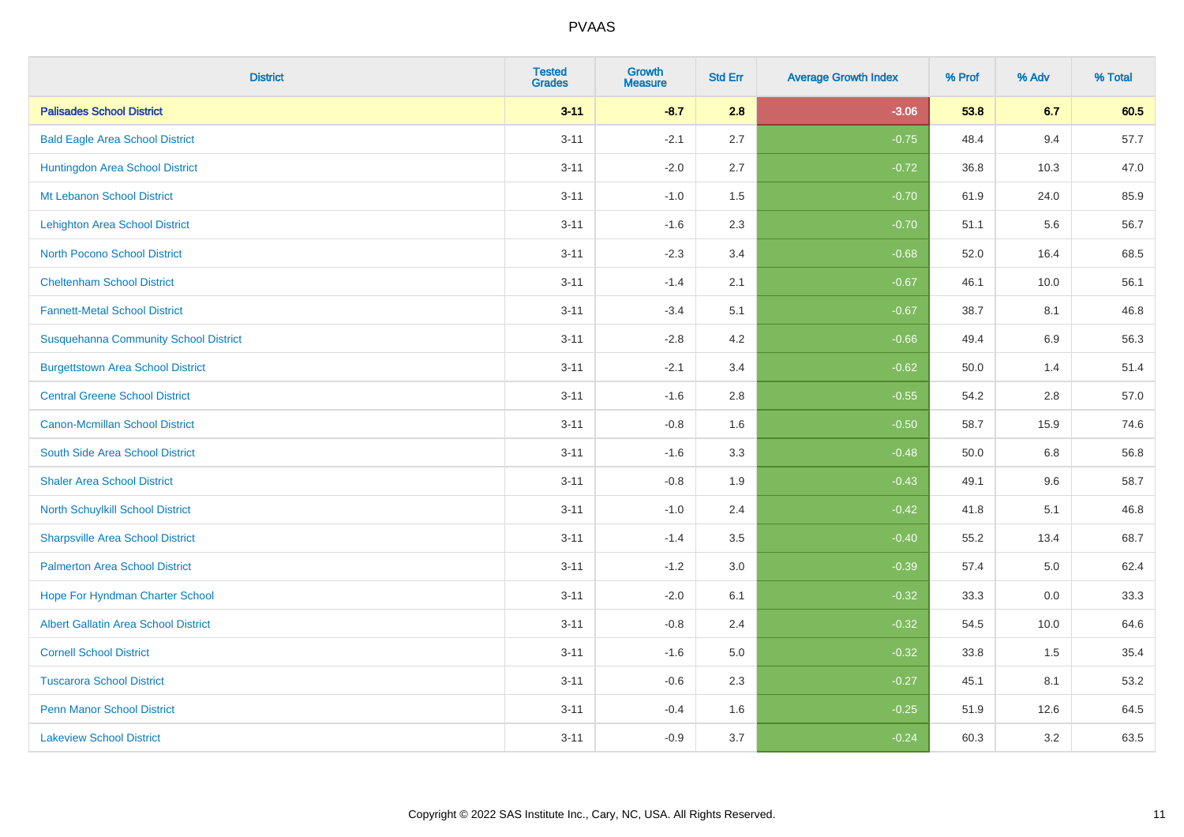| District | Tested Grades | Growth Measure | Std Err | Average Growth Index | % Prof | % Adv | % Total |
|---|---|---|---|---|---|---|---|
| **Palisades School District** | **3-11** | **-8.7** | **2.8** | **-3.06** | **53.8** | **6.7** | **60.5** |
| Bald Eagle Area School District | 3-11 | -2.1 | 2.7 | -0.75 | 48.4 | 9.4 | 57.7 |
| Huntingdon Area School District | 3-11 | -2.0 | 2.7 | -0.72 | 36.8 | 10.3 | 47.0 |
| Mt Lebanon School District | 3-11 | -1.0 | 1.5 | -0.70 | 61.9 | 24.0 | 85.9 |
| Lehighton Area School District | 3-11 | -1.6 | 2.3 | -0.70 | 51.1 | 5.6 | 56.7 |
| North Pocono School District | 3-11 | -2.3 | 3.4 | -0.68 | 52.0 | 16.4 | 68.5 |
| Cheltenham School District | 3-11 | -1.4 | 2.1 | -0.67 | 46.1 | 10.0 | 56.1 |
| Fannett-Metal School District | 3-11 | -3.4 | 5.1 | -0.67 | 38.7 | 8.1 | 46.8 |
| Susquehanna Community School District | 3-11 | -2.8 | 4.2 | -0.66 | 49.4 | 6.9 | 56.3 |
| Burgettstown Area School District | 3-11 | -2.1 | 3.4 | -0.62 | 50.0 | 1.4 | 51.4 |
| Central Greene School District | 3-11 | -1.6 | 2.8 | -0.55 | 54.2 | 2.8 | 57.0 |
| Canon-Mcmillan School District | 3-11 | -0.8 | 1.6 | -0.50 | 58.7 | 15.9 | 74.6 |
| South Side Area School District | 3-11 | -1.6 | 3.3 | -0.48 | 50.0 | 6.8 | 56.8 |
| Shaler Area School District | 3-11 | -0.8 | 1.9 | -0.43 | 49.1 | 9.6 | 58.7 |
| North Schuylkill School District | 3-11 | -1.0 | 2.4 | -0.42 | 41.8 | 5.1 | 46.8 |
| Sharpsville Area School District | 3-11 | -1.4 | 3.5 | -0.40 | 55.2 | 13.4 | 68.7 |
| Palmerton Area School District | 3-11 | -1.2 | 3.0 | -0.39 | 57.4 | 5.0 | 62.4 |
| Hope For Hyndman Charter School | 3-11 | -2.0 | 6.1 | -0.32 | 33.3 | 0.0 | 33.3 |
| Albert Gallatin Area School District | 3-11 | -0.8 | 2.4 | -0.32 | 54.5 | 10.0 | 64.6 |
| Cornell School District | 3-11 | -1.6 | 5.0 | -0.32 | 33.8 | 1.5 | 35.4 |
| Tuscarora School District | 3-11 | -0.6 | 2.3 | -0.27 | 45.1 | 8.1 | 53.2 |
| Penn Manor School District | 3-11 | -0.4 | 1.6 | -0.25 | 51.9 | 12.6 | 64.5 |
| Lakeview School District | 3-11 | -0.9 | 3.7 | -0.24 | 60.3 | 3.2 | 63.5 |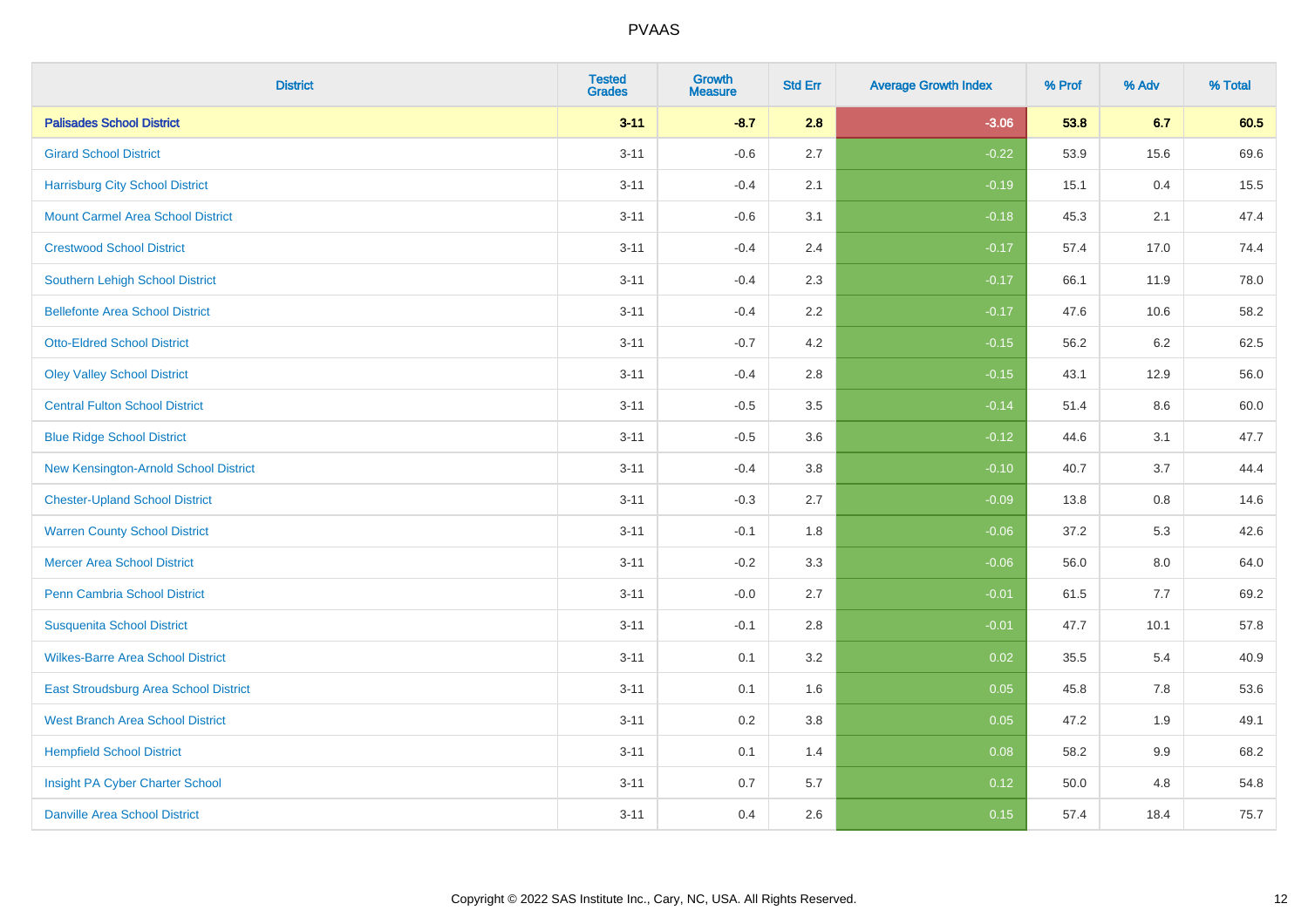# PVAAS

| District | Tested Grades | Growth Measure | Std Err | Average Growth Index | % Prof | % Adv | % Total |
|---|---|---|---|---|---|---|---|
| **Palisades School District** | **3-11** | **-8.7** | **2.8** | **-3.06** | **53.8** | **6.7** | **60.5** |
| Girard School District | 3-11 | -0.6 | 2.7 | -0.22 | 53.9 | 15.6 | 69.6 |
| Harrisburg City School District | 3-11 | -0.4 | 2.1 | -0.19 | 15.1 | 0.4 | 15.5 |
| Mount Carmel Area School District | 3-11 | -0.6 | 3.1 | -0.18 | 45.3 | 2.1 | 47.4 |
| Crestwood School District | 3-11 | -0.4 | 2.4 | -0.17 | 57.4 | 17.0 | 74.4 |
| Southern Lehigh School District | 3-11 | -0.4 | 2.3 | -0.17 | 66.1 | 11.9 | 78.0 |
| Bellefonte Area School District | 3-11 | -0.4 | 2.2 | -0.17 | 47.6 | 10.6 | 58.2 |
| Otto-Eldred School District | 3-11 | -0.7 | 4.2 | -0.15 | 56.2 | 6.2 | 62.5 |
| Oley Valley School District | 3-11 | -0.4 | 2.8 | -0.15 | 43.1 | 12.9 | 56.0 |
| Central Fulton School District | 3-11 | -0.5 | 3.5 | -0.14 | 51.4 | 8.6 | 60.0 |
| Blue Ridge School District | 3-11 | -0.5 | 3.6 | -0.12 | 44.6 | 3.1 | 47.7 |
| New Kensington-Arnold School District | 3-11 | -0.4 | 3.8 | -0.10 | 40.7 | 3.7 | 44.4 |
| Chester-Upland School District | 3-11 | -0.3 | 2.7 | -0.09 | 13.8 | 0.8 | 14.6 |
| Warren County School District | 3-11 | -0.1 | 1.8 | -0.06 | 37.2 | 5.3 | 42.6 |
| Mercer Area School District | 3-11 | -0.2 | 3.3 | -0.06 | 56.0 | 8.0 | 64.0 |
| Penn Cambria School District | 3-11 | -0.0 | 2.7 | -0.01 | 61.5 | 7.7 | 69.2 |
| Susquenita School District | 3-11 | -0.1 | 2.8 | -0.01 | 47.7 | 10.1 | 57.8 |
| Wilkes-Barre Area School District | 3-11 | 0.1 | 3.2 | 0.02 | 35.5 | 5.4 | 40.9 |
| East Stroudsburg Area School District | 3-11 | 0.1 | 1.6 | 0.05 | 45.8 | 7.8 | 53.6 |
| West Branch Area School District | 3-11 | 0.2 | 3.8 | 0.05 | 47.2 | 1.9 | 49.1 |
| Hempfield School District | 3-11 | 0.1 | 1.4 | 0.08 | 58.2 | 9.9 | 68.2 |
| Insight PA Cyber Charter School | 3-11 | 0.7 | 5.7 | 0.12 | 50.0 | 4.8 | 54.8 |
| Danville Area School District | 3-11 | 0.4 | 2.6 | 0.15 | 57.4 | 18.4 | 75.7 |

Copyright © 2022 SAS Institute Inc., Cary, NC, USA. All Rights Reserved.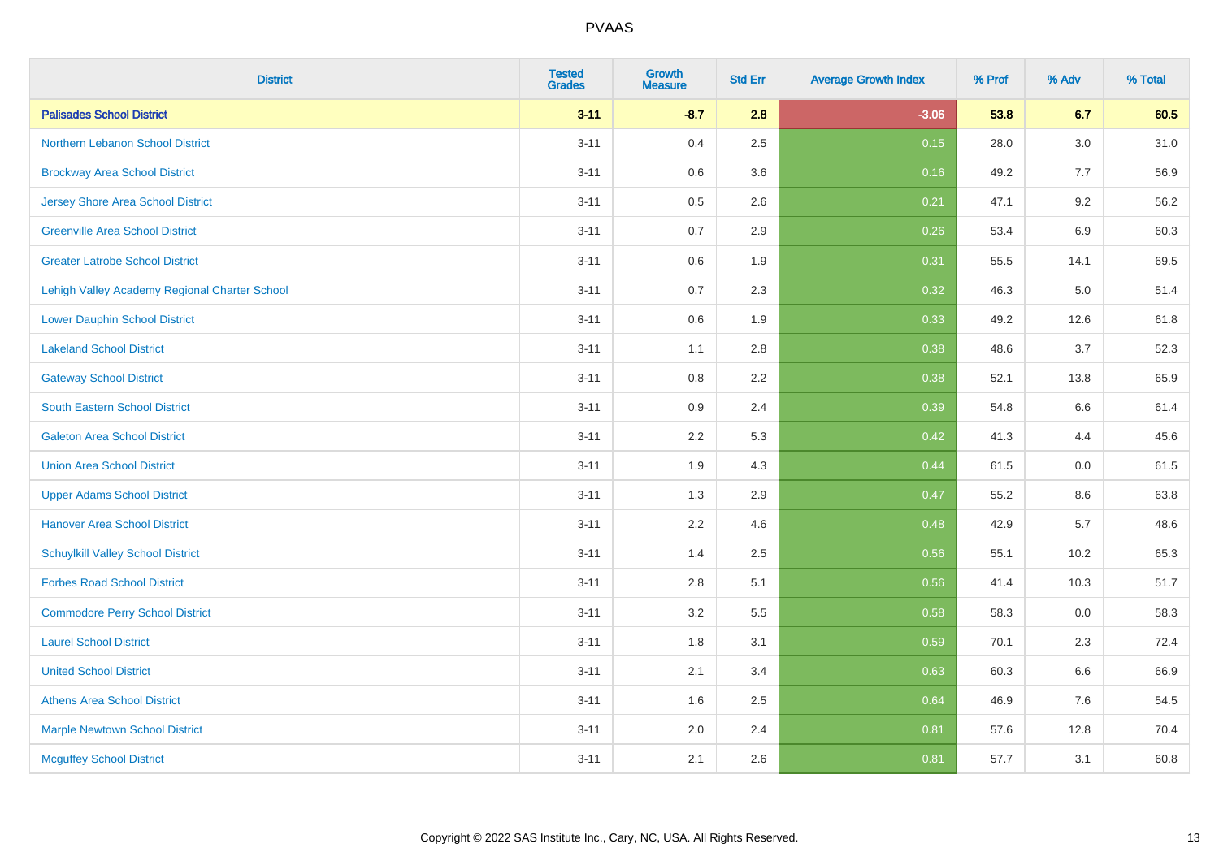| District | Tested Grades | Growth Measure | Std Err | Average Growth Index | % Prof | % Adv | % Total |
|---|---|---|---|---|---|---|---|
| **Palisades School District** | **3-11** | **-8.7** | **2.8** | **-3.06** | **53.8** | **6.7** | **60.5** |
| Northern Lebanon School District | 3-11 | 0.4 | 2.5 | 0.15 | 28.0 | 3.0 | 31.0 |
| Brockway Area School District | 3-11 | 0.6 | 3.6 | 0.16 | 49.2 | 7.7 | 56.9 |
| Jersey Shore Area School District | 3-11 | 0.5 | 2.6 | 0.21 | 47.1 | 9.2 | 56.2 |
| Greenville Area School District | 3-11 | 0.7 | 2.9 | 0.26 | 53.4 | 6.9 | 60.3 |
| Greater Latrobe School District | 3-11 | 0.6 | 1.9 | 0.31 | 55.5 | 14.1 | 69.5 |
| Lehigh Valley Academy Regional Charter School | 3-11 | 0.7 | 2.3 | 0.32 | 46.3 | 5.0 | 51.4 |
| Lower Dauphin School District | 3-11 | 0.6 | 1.9 | 0.33 | 49.2 | 12.6 | 61.8 |
| Lakeland School District | 3-11 | 1.1 | 2.8 | 0.38 | 48.6 | 3.7 | 52.3 |
| Gateway School District | 3-11 | 0.8 | 2.2 | 0.38 | 52.1 | 13.8 | 65.9 |
| South Eastern School District | 3-11 | 0.9 | 2.4 | 0.39 | 54.8 | 6.6 | 61.4 |
| Galeton Area School District | 3-11 | 2.2 | 5.3 | 0.42 | 41.3 | 4.4 | 45.6 |
| Union Area School District | 3-11 | 1.9 | 4.3 | 0.44 | 61.5 | 0.0 | 61.5 |
| Upper Adams School District | 3-11 | 1.3 | 2.9 | 0.47 | 55.2 | 8.6 | 63.8 |
| Hanover Area School District | 3-11 | 2.2 | 4.6 | 0.48 | 42.9 | 5.7 | 48.6 |
| Schuylkill Valley School District | 3-11 | 1.4 | 2.5 | 0.56 | 55.1 | 10.2 | 65.3 |
| Forbes Road School District | 3-11 | 2.8 | 5.1 | 0.56 | 41.4 | 10.3 | 51.7 |
| Commodore Perry School District | 3-11 | 3.2 | 5.5 | 0.58 | 58.3 | 0.0 | 58.3 |
| Laurel School District | 3-11 | 1.8 | 3.1 | 0.59 | 70.1 | 2.3 | 72.4 |
| United School District | 3-11 | 2.1 | 3.4 | 0.63 | 60.3 | 6.6 | 66.9 |
| Athens Area School District | 3-11 | 1.6 | 2.5 | 0.64 | 46.9 | 7.6 | 54.5 |
| Marple Newtown School District | 3-11 | 2.0 | 2.4 | 0.81 | 57.6 | 12.8 | 70.4 |
| Mcguffey School District | 3-11 | 2.1 | 2.6 | 0.81 | 57.7 | 3.1 | 60.8 |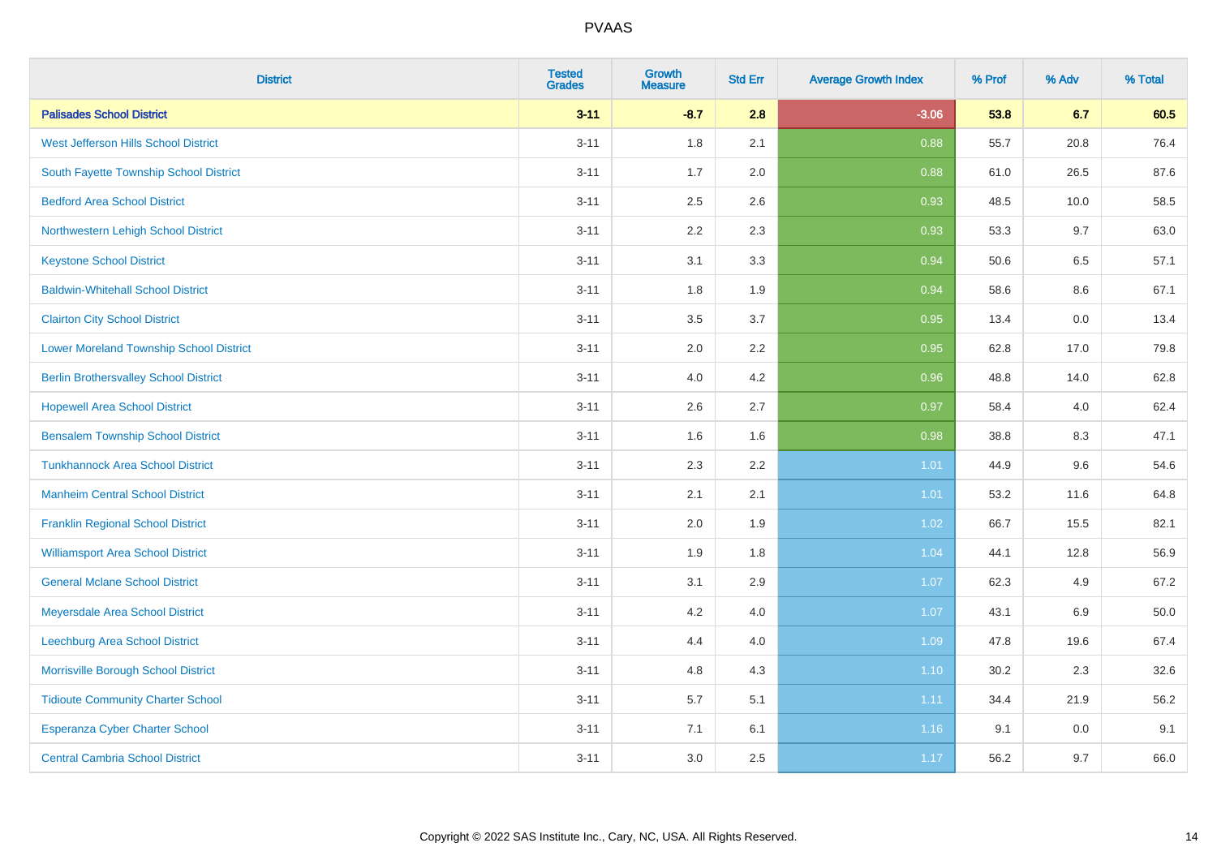# PVAAS

| District | Tested Grades | Growth Measure | Std Err | Average Growth Index | % Prof | % Adv | % Total |
|---|---|---|---|---|---|---|---|
| **Palisades School District** | **3-11** | **-8.7** | **2.8** | **-3.06** | **53.8** | **6.7** | **60.5** |
| West Jefferson Hills School District | 3-11 | 1.8 | 2.1 | 0.88 | 55.7 | 20.8 | 76.4 |
| South Fayette Township School District | 3-11 | 1.7 | 2.0 | 0.88 | 61.0 | 26.5 | 87.6 |
| Bedford Area School District | 3-11 | 2.5 | 2.6 | 0.93 | 48.5 | 10.0 | 58.5 |
| Northwestern Lehigh School District | 3-11 | 2.2 | 2.3 | 0.93 | 53.3 | 9.7 | 63.0 |
| Keystone School District | 3-11 | 3.1 | 3.3 | 0.94 | 50.6 | 6.5 | 57.1 |
| Baldwin-Whitehall School District | 3-11 | 1.8 | 1.9 | 0.94 | 58.6 | 8.6 | 67.1 |
| Clairton City School District | 3-11 | 3.5 | 3.7 | 0.95 | 13.4 | 0.0 | 13.4 |
| Lower Moreland Township School District | 3-11 | 2.0 | 2.2 | 0.95 | 62.8 | 17.0 | 79.8 |
| Berlin Brothersvalley School District | 3-11 | 4.0 | 4.2 | 0.96 | 48.8 | 14.0 | 62.8 |
| Hopewell Area School District | 3-11 | 2.6 | 2.7 | 0.97 | 58.4 | 4.0 | 62.4 |
| Bensalem Township School District | 3-11 | 1.6 | 1.6 | 0.98 | 38.8 | 8.3 | 47.1 |
| Tunkhannock Area School District | 3-11 | 2.3 | 2.2 | 1.01 | 44.9 | 9.6 | 54.6 |
| Manheim Central School District | 3-11 | 2.1 | 2.1 | 1.01 | 53.2 | 11.6 | 64.8 |
| Franklin Regional School District | 3-11 | 2.0 | 1.9 | 1.02 | 66.7 | 15.5 | 82.1 |
| Williamsport Area School District | 3-11 | 1.9 | 1.8 | 1.04 | 44.1 | 12.8 | 56.9 |
| General Mclane School District | 3-11 | 3.1 | 2.9 | 1.07 | 62.3 | 4.9 | 67.2 |
| Meyersdale Area School District | 3-11 | 4.2 | 4.0 | 1.07 | 43.1 | 6.9 | 50.0 |
| Leechburg Area School District | 3-11 | 4.4 | 4.0 | 1.09 | 47.8 | 19.6 | 67.4 |
| Morrisville Borough School District | 3-11 | 4.8 | 4.3 | 1.10 | 30.2 | 2.3 | 32.6 |
| Tidioute Community Charter School | 3-11 | 5.7 | 5.1 | 1.11 | 34.4 | 21.9 | 56.2 |
| Esperanza Cyber Charter School | 3-11 | 7.1 | 6.1 | 1.16 | 9.1 | 0.0 | 9.1 |
| Central Cambria School District | 3-11 | 3.0 | 2.5 | 1.17 | 56.2 | 9.7 | 66.0 |

Copyright © 2022 SAS Institute Inc., Cary, NC, USA. All Rights Reserved.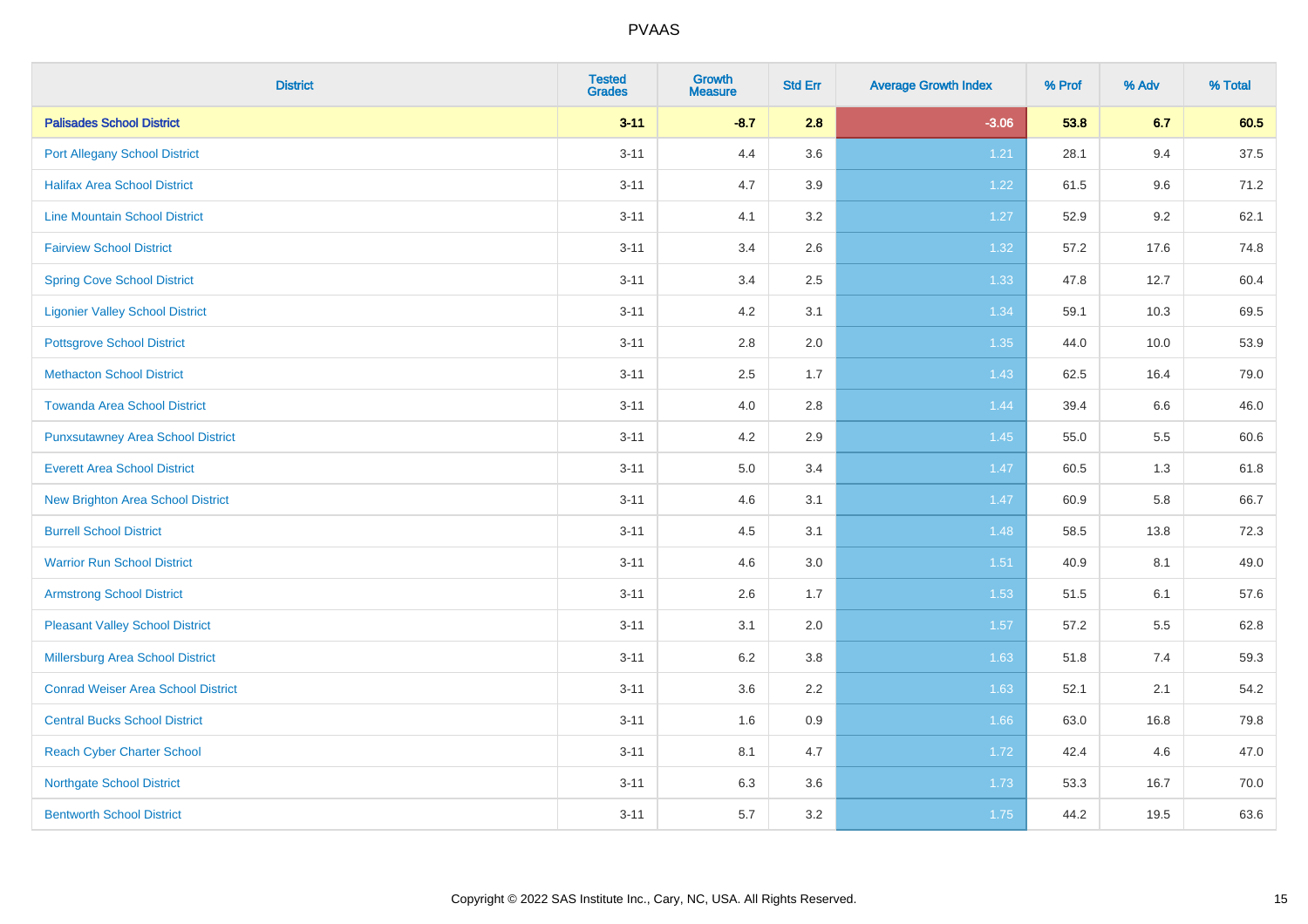PVAAS

| District | Tested Grades | Growth Measure | Std Err | Average Growth Index | % Prof | % Adv | % Total |
|---|---|---|---|---|---|---|---|
| **Palisades School District** | **3-11** | **-8.7** | **2.8** | **-3.06** | **53.8** | **6.7** | **60.5** |
| Port Allegany School District | 3-11 | 4.4 | 3.6 | 1.21 | 28.1 | 9.4 | 37.5 |
| Halifax Area School District | 3-11 | 4.7 | 3.9 | 1.22 | 61.5 | 9.6 | 71.2 |
| Line Mountain School District | 3-11 | 4.1 | 3.2 | 1.27 | 52.9 | 9.2 | 62.1 |
| Fairview School District | 3-11 | 3.4 | 2.6 | 1.32 | 57.2 | 17.6 | 74.8 |
| Spring Cove School District | 3-11 | 3.4 | 2.5 | 1.33 | 47.8 | 12.7 | 60.4 |
| Ligonier Valley School District | 3-11 | 4.2 | 3.1 | 1.34 | 59.1 | 10.3 | 69.5 |
| Pottsgrove School District | 3-11 | 2.8 | 2.0 | 1.35 | 44.0 | 10.0 | 53.9 |
| Methacton School District | 3-11 | 2.5 | 1.7 | 1.43 | 62.5 | 16.4 | 79.0 |
| Towanda Area School District | 3-11 | 4.0 | 2.8 | 1.44 | 39.4 | 6.6 | 46.0 |
| Punxsutawney Area School District | 3-11 | 4.2 | 2.9 | 1.45 | 55.0 | 5.5 | 60.6 |
| Everett Area School District | 3-11 | 5.0 | 3.4 | 1.47 | 60.5 | 1.3 | 61.8 |
| New Brighton Area School District | 3-11 | 4.6 | 3.1 | 1.47 | 60.9 | 5.8 | 66.7 |
| Burrell School District | 3-11 | 4.5 | 3.1 | 1.48 | 58.5 | 13.8 | 72.3 |
| Warrior Run School District | 3-11 | 4.6 | 3.0 | 1.51 | 40.9 | 8.1 | 49.0 |
| Armstrong School District | 3-11 | 2.6 | 1.7 | 1.53 | 51.5 | 6.1 | 57.6 |
| Pleasant Valley School District | 3-11 | 3.1 | 2.0 | 1.57 | 57.2 | 5.5 | 62.8 |
| Millersburg Area School District | 3-11 | 6.2 | 3.8 | 1.63 | 51.8 | 7.4 | 59.3 |
| Conrad Weiser Area School District | 3-11 | 3.6 | 2.2 | 1.63 | 52.1 | 2.1 | 54.2 |
| Central Bucks School District | 3-11 | 1.6 | 0.9 | 1.66 | 63.0 | 16.8 | 79.8 |
| Reach Cyber Charter School | 3-11 | 8.1 | 4.7 | 1.72 | 42.4 | 4.6 | 47.0 |
| Northgate School District | 3-11 | 6.3 | 3.6 | 1.73 | 53.3 | 16.7 | 70.0 |
| Bentworth School District | 3-11 | 5.7 | 3.2 | 1.75 | 44.2 | 19.5 | 63.6 |

Copyright © 2022 SAS Institute Inc., Cary, NC, USA. All Rights Reserved.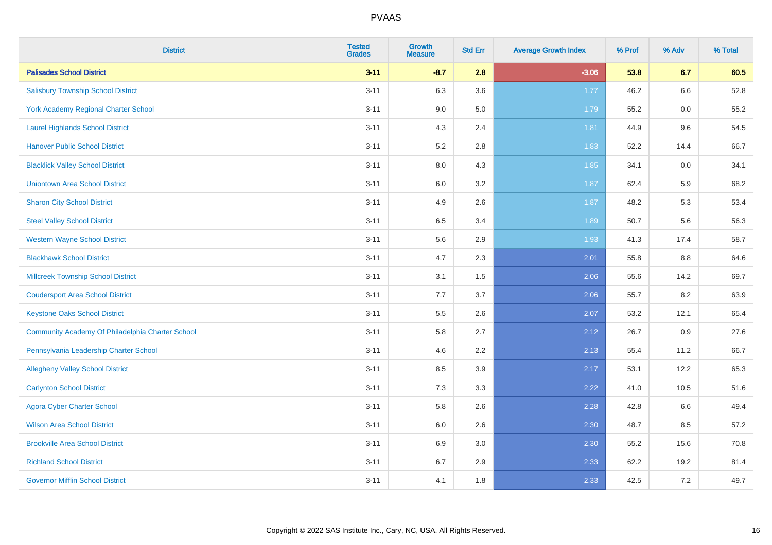# PVAAS

| District | Tested Grades | Growth Measure | Std Err | Average Growth Index | % Prof | % Adv | % Total |
|---|---|---|---|---|---|---|---|
| **Palisades School District** | **3-11** | **-8.7** | **2.8** | **-3.06** | **53.8** | **6.7** | **60.5** |
| Salisbury Township School District | 3-11 | 6.3 | 3.6 | 1.77 | 46.2 | 6.6 | 52.8 |
| York Academy Regional Charter School | 3-11 | 9.0 | 5.0 | 1.79 | 55.2 | 0.0 | 55.2 |
| Laurel Highlands School District | 3-11 | 4.3 | 2.4 | 1.81 | 44.9 | 9.6 | 54.5 |
| Hanover Public School District | 3-11 | 5.2 | 2.8 | 1.83 | 52.2 | 14.4 | 66.7 |
| Blacklick Valley School District | 3-11 | 8.0 | 4.3 | 1.85 | 34.1 | 0.0 | 34.1 |
| Uniontown Area School District | 3-11 | 6.0 | 3.2 | 1.87 | 62.4 | 5.9 | 68.2 |
| Sharon City School District | 3-11 | 4.9 | 2.6 | 1.87 | 48.2 | 5.3 | 53.4 |
| Steel Valley School District | 3-11 | 6.5 | 3.4 | 1.89 | 50.7 | 5.6 | 56.3 |
| Western Wayne School District | 3-11 | 5.6 | 2.9 | 1.93 | 41.3 | 17.4 | 58.7 |
| Blackhawk School District | 3-11 | 4.7 | 2.3 | 2.01 | 55.8 | 8.8 | 64.6 |
| Millcreek Township School District | 3-11 | 3.1 | 1.5 | 2.06 | 55.6 | 14.2 | 69.7 |
| Coudersport Area School District | 3-11 | 7.7 | 3.7 | 2.06 | 55.7 | 8.2 | 63.9 |
| Keystone Oaks School District | 3-11 | 5.5 | 2.6 | 2.07 | 53.2 | 12.1 | 65.4 |
| Community Academy Of Philadelphia Charter School | 3-11 | 5.8 | 2.7 | 2.12 | 26.7 | 0.9 | 27.6 |
| Pennsylvania Leadership Charter School | 3-11 | 4.6 | 2.2 | 2.13 | 55.4 | 11.2 | 66.7 |
| Allegheny Valley School District | 3-11 | 8.5 | 3.9 | 2.17 | 53.1 | 12.2 | 65.3 |
| Carlynton School District | 3-11 | 7.3 | 3.3 | 2.22 | 41.0 | 10.5 | 51.6 |
| Agora Cyber Charter School | 3-11 | 5.8 | 2.6 | 2.28 | 42.8 | 6.6 | 49.4 |
| Wilson Area School District | 3-11 | 6.0 | 2.6 | 2.30 | 48.7 | 8.5 | 57.2 |
| Brookville Area School District | 3-11 | 6.9 | 3.0 | 2.30 | 55.2 | 15.6 | 70.8 |
| Richland School District | 3-11 | 6.7 | 2.9 | 2.33 | 62.2 | 19.2 | 81.4 |
| Governor Mifflin School District | 3-11 | 4.1 | 1.8 | 2.33 | 42.5 | 7.2 | 49.7 |

Copyright © 2022 SAS Institute Inc., Cary, NC, USA. All Rights Reserved.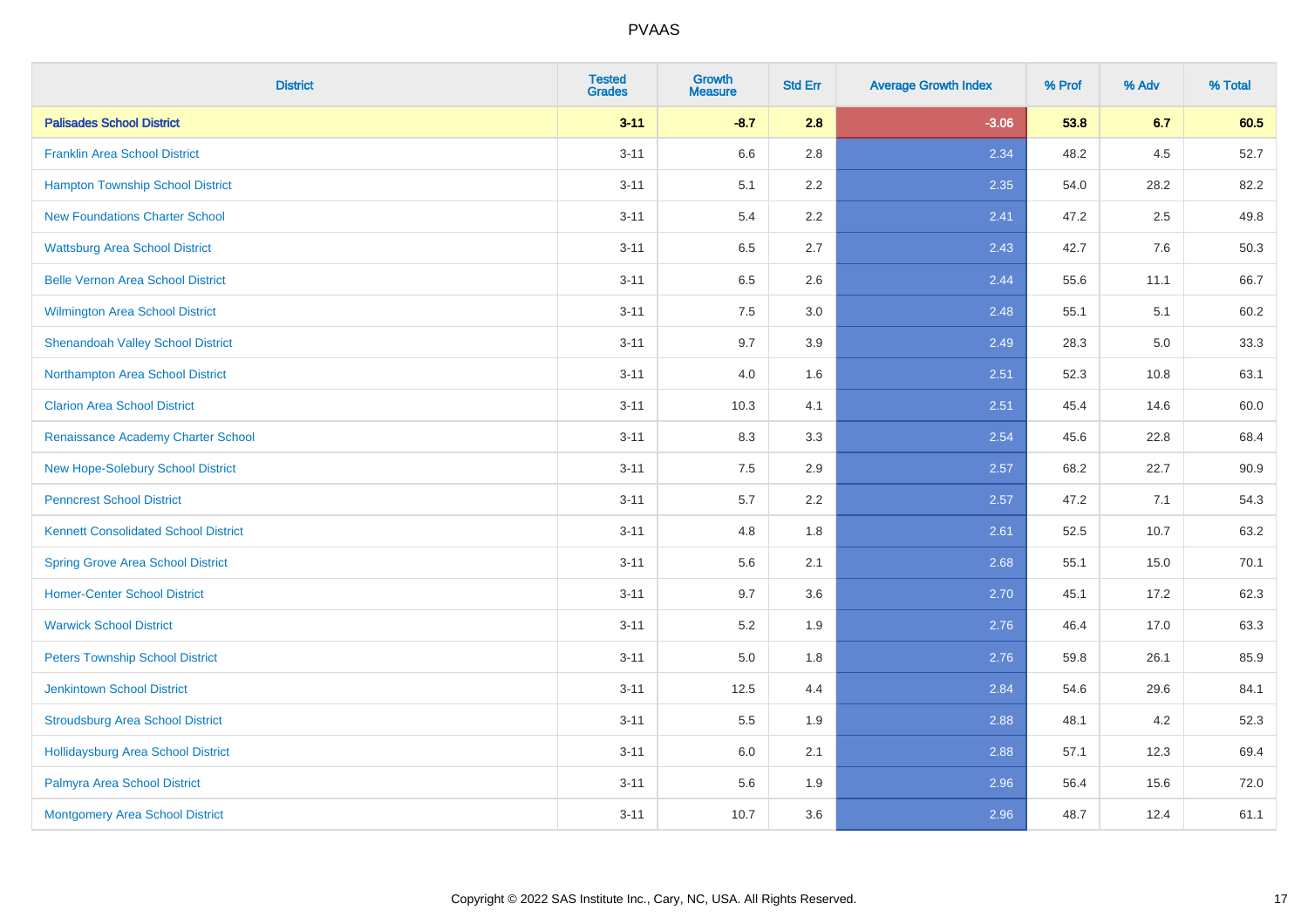# PVAAS

| District | Tested Grades | Growth Measure | Std Err | Average Growth Index | % Prof | % Adv | % Total |
|---|---|---|---|---|---|---|---|
| **Palisades School District** | **3-11** | **-8.7** | **2.8** | **-3.06** | **53.8** | **6.7** | **60.5** |
| Franklin Area School District | 3-11 | 6.6 | 2.8 | 2.34 | 48.2 | 4.5 | 52.7 |
| Hampton Township School District | 3-11 | 5.1 | 2.2 | 2.35 | 54.0 | 28.2 | 82.2 |
| New Foundations Charter School | 3-11 | 5.4 | 2.2 | 2.41 | 47.2 | 2.5 | 49.8 |
| Wattsburg Area School District | 3-11 | 6.5 | 2.7 | 2.43 | 42.7 | 7.6 | 50.3 |
| Belle Vernon Area School District | 3-11 | 6.5 | 2.6 | 2.44 | 55.6 | 11.1 | 66.7 |
| Wilmington Area School District | 3-11 | 7.5 | 3.0 | 2.48 | 55.1 | 5.1 | 60.2 |
| Shenandoah Valley School District | 3-11 | 9.7 | 3.9 | 2.49 | 28.3 | 5.0 | 33.3 |
| Northampton Area School District | 3-11 | 4.0 | 1.6 | 2.51 | 52.3 | 10.8 | 63.1 |
| Clarion Area School District | 3-11 | 10.3 | 4.1 | 2.51 | 45.4 | 14.6 | 60.0 |
| Renaissance Academy Charter School | 3-11 | 8.3 | 3.3 | 2.54 | 45.6 | 22.8 | 68.4 |
| New Hope-Solebury School District | 3-11 | 7.5 | 2.9 | 2.57 | 68.2 | 22.7 | 90.9 |
| Penncrest School District | 3-11 | 5.7 | 2.2 | 2.57 | 47.2 | 7.1 | 54.3 |
| Kennett Consolidated School District | 3-11 | 4.8 | 1.8 | 2.61 | 52.5 | 10.7 | 63.2 |
| Spring Grove Area School District | 3-11 | 5.6 | 2.1 | 2.68 | 55.1 | 15.0 | 70.1 |
| Homer-Center School District | 3-11 | 9.7 | 3.6 | 2.70 | 45.1 | 17.2 | 62.3 |
| Warwick School District | 3-11 | 5.2 | 1.9 | 2.76 | 46.4 | 17.0 | 63.3 |
| Peters Township School District | 3-11 | 5.0 | 1.8 | 2.76 | 59.8 | 26.1 | 85.9 |
| Jenkintown School District | 3-11 | 12.5 | 4.4 | 2.84 | 54.6 | 29.6 | 84.1 |
| Stroudsburg Area School District | 3-11 | 5.5 | 1.9 | 2.88 | 48.1 | 4.2 | 52.3 |
| Hollidaysburg Area School District | 3-11 | 6.0 | 2.1 | 2.88 | 57.1 | 12.3 | 69.4 |
| Palmyra Area School District | 3-11 | 5.6 | 1.9 | 2.96 | 56.4 | 15.6 | 72.0 |
| Montgomery Area School District | 3-11 | 10.7 | 3.6 | 2.96 | 48.7 | 12.4 | 61.1 |

Copyright © 2022 SAS Institute Inc., Cary, NC, USA. All Rights Reserved.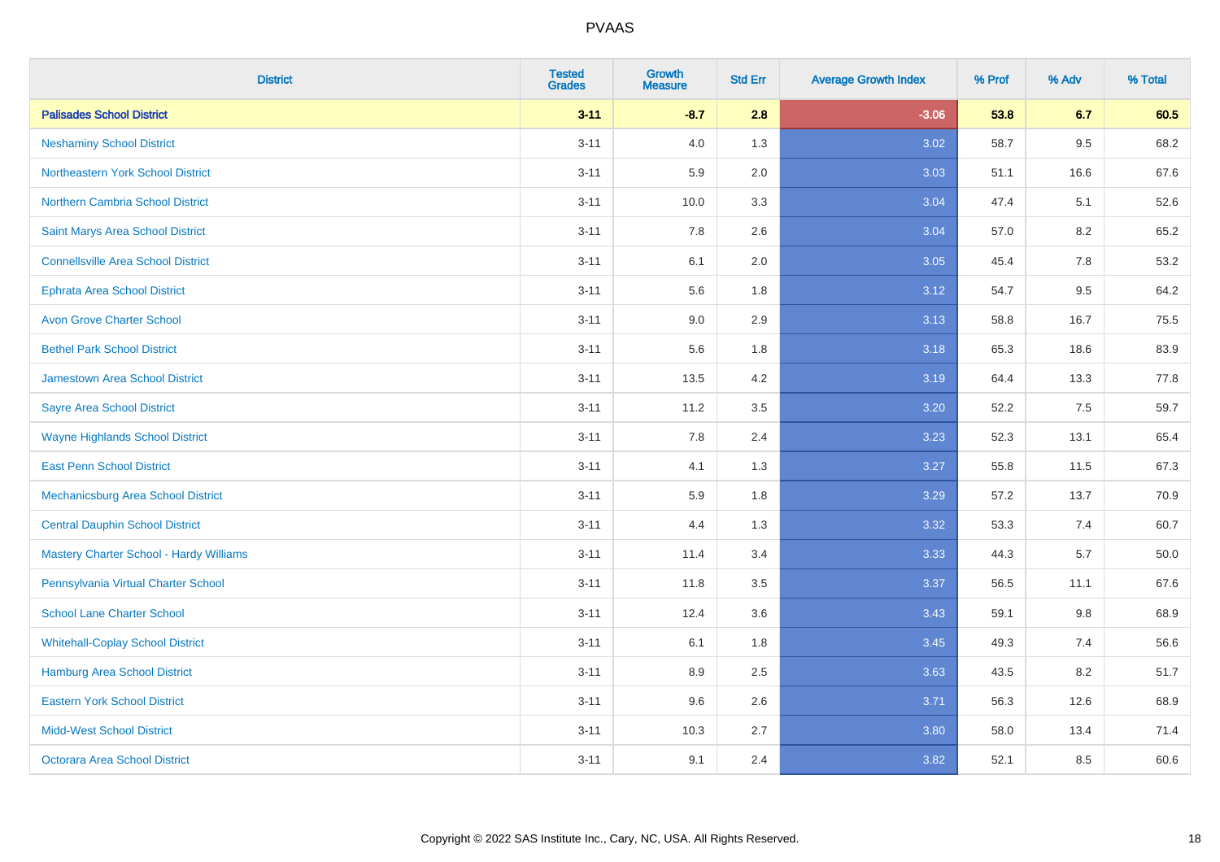PVAAS

| District | Tested Grades | Growth Measure | Std Err | Average Growth Index | % Prof | % Adv | % Total |
|---|---|---|---|---|---|---|---|
| **Palisades School District** | **3-11** | **-8.7** | **2.8** | **-3.06** | **53.8** | **6.7** | **60.5** |
| Neshaminy School District | 3-11 | 4.0 | 1.3 | 3.02 | 58.7 | 9.5 | 68.2 |
| Northeastern York School District | 3-11 | 5.9 | 2.0 | 3.03 | 51.1 | 16.6 | 67.6 |
| Northern Cambria School District | 3-11 | 10.0 | 3.3 | 3.04 | 47.4 | 5.1 | 52.6 |
| Saint Marys Area School District | 3-11 | 7.8 | 2.6 | 3.04 | 57.0 | 8.2 | 65.2 |
| Connellsville Area School District | 3-11 | 6.1 | 2.0 | 3.05 | 45.4 | 7.8 | 53.2 |
| Ephrata Area School District | 3-11 | 5.6 | 1.8 | 3.12 | 54.7 | 9.5 | 64.2 |
| Avon Grove Charter School | 3-11 | 9.0 | 2.9 | 3.13 | 58.8 | 16.7 | 75.5 |
| Bethel Park School District | 3-11 | 5.6 | 1.8 | 3.18 | 65.3 | 18.6 | 83.9 |
| Jamestown Area School District | 3-11 | 13.5 | 4.2 | 3.19 | 64.4 | 13.3 | 77.8 |
| Sayre Area School District | 3-11 | 11.2 | 3.5 | 3.20 | 52.2 | 7.5 | 59.7 |
| Wayne Highlands School District | 3-11 | 7.8 | 2.4 | 3.23 | 52.3 | 13.1 | 65.4 |
| East Penn School District | 3-11 | 4.1 | 1.3 | 3.27 | 55.8 | 11.5 | 67.3 |
| Mechanicsburg Area School District | 3-11 | 5.9 | 1.8 | 3.29 | 57.2 | 13.7 | 70.9 |
| Central Dauphin School District | 3-11 | 4.4 | 1.3 | 3.32 | 53.3 | 7.4 | 60.7 |
| Mastery Charter School - Hardy Williams | 3-11 | 11.4 | 3.4 | 3.33 | 44.3 | 5.7 | 50.0 |
| Pennsylvania Virtual Charter School | 3-11 | 11.8 | 3.5 | 3.37 | 56.5 | 11.1 | 67.6 |
| School Lane Charter School | 3-11 | 12.4 | 3.6 | 3.43 | 59.1 | 9.8 | 68.9 |
| Whitehall-Coplay School District | 3-11 | 6.1 | 1.8 | 3.45 | 49.3 | 7.4 | 56.6 |
| Hamburg Area School District | 3-11 | 8.9 | 2.5 | 3.63 | 43.5 | 8.2 | 51.7 |
| Eastern York School District | 3-11 | 9.6 | 2.6 | 3.71 | 56.3 | 12.6 | 68.9 |
| Midd-West School District | 3-11 | 10.3 | 2.7 | 3.80 | 58.0 | 13.4 | 71.4 |
| Octorara Area School District | 3-11 | 9.1 | 2.4 | 3.82 | 52.1 | 8.5 | 60.6 |

Copyright © 2022 SAS Institute Inc., Cary, NC, USA. All Rights Reserved.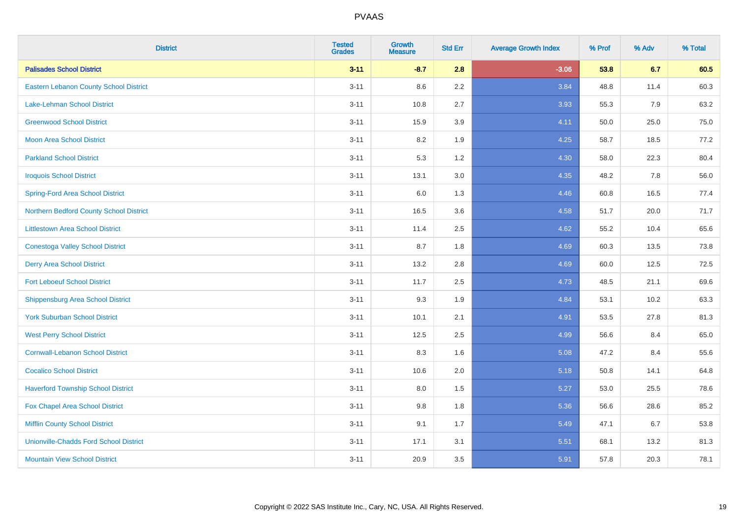# PVAAS

| District | Tested Grades | Growth Measure | Std Err | Average Growth Index | % Prof | % Adv | % Total |
|---|---|---|---|---|---|---|---|
| **Palisades School District** | **3-11** | **-8.7** | **2.8** | **-3.06** | **53.8** | **6.7** | **60.5** |
| Eastern Lebanon County School District | 3-11 | 8.6 | 2.2 | 3.84 | 48.8 | 11.4 | 60.3 |
| Lake-Lehman School District | 3-11 | 10.8 | 2.7 | 3.93 | 55.3 | 7.9 | 63.2 |
| Greenwood School District | 3-11 | 15.9 | 3.9 | 4.11 | 50.0 | 25.0 | 75.0 |
| Moon Area School District | 3-11 | 8.2 | 1.9 | 4.25 | 58.7 | 18.5 | 77.2 |
| Parkland School District | 3-11 | 5.3 | 1.2 | 4.30 | 58.0 | 22.3 | 80.4 |
| Iroquois School District | 3-11 | 13.1 | 3.0 | 4.35 | 48.2 | 7.8 | 56.0 |
| Spring-Ford Area School District | 3-11 | 6.0 | 1.3 | 4.46 | 60.8 | 16.5 | 77.4 |
| Northern Bedford County School District | 3-11 | 16.5 | 3.6 | 4.58 | 51.7 | 20.0 | 71.7 |
| Littlestown Area School District | 3-11 | 11.4 | 2.5 | 4.62 | 55.2 | 10.4 | 65.6 |
| Conestoga Valley School District | 3-11 | 8.7 | 1.8 | 4.69 | 60.3 | 13.5 | 73.8 |
| Derry Area School District | 3-11 | 13.2 | 2.8 | 4.69 | 60.0 | 12.5 | 72.5 |
| Fort Leboeuf School District | 3-11 | 11.7 | 2.5 | 4.73 | 48.5 | 21.1 | 69.6 |
| Shippensburg Area School District | 3-11 | 9.3 | 1.9 | 4.84 | 53.1 | 10.2 | 63.3 |
| York Suburban School District | 3-11 | 10.1 | 2.1 | 4.91 | 53.5 | 27.8 | 81.3 |
| West Perry School District | 3-11 | 12.5 | 2.5 | 4.99 | 56.6 | 8.4 | 65.0 |
| Cornwall-Lebanon School District | 3-11 | 8.3 | 1.6 | 5.08 | 47.2 | 8.4 | 55.6 |
| Cocalico School District | 3-11 | 10.6 | 2.0 | 5.18 | 50.8 | 14.1 | 64.8 |
| Haverford Township School District | 3-11 | 8.0 | 1.5 | 5.27 | 53.0 | 25.5 | 78.6 |
| Fox Chapel Area School District | 3-11 | 9.8 | 1.8 | 5.36 | 56.6 | 28.6 | 85.2 |
| Mifflin County School District | 3-11 | 9.1 | 1.7 | 5.49 | 47.1 | 6.7 | 53.8 |
| Unionville-Chadds Ford School District | 3-11 | 17.1 | 3.1 | 5.51 | 68.1 | 13.2 | 81.3 |
| Mountain View School District | 3-11 | 20.9 | 3.5 | 5.91 | 57.8 | 20.3 | 78.1 |

Copyright © 2022 SAS Institute Inc., Cary, NC, USA. All Rights Reserved.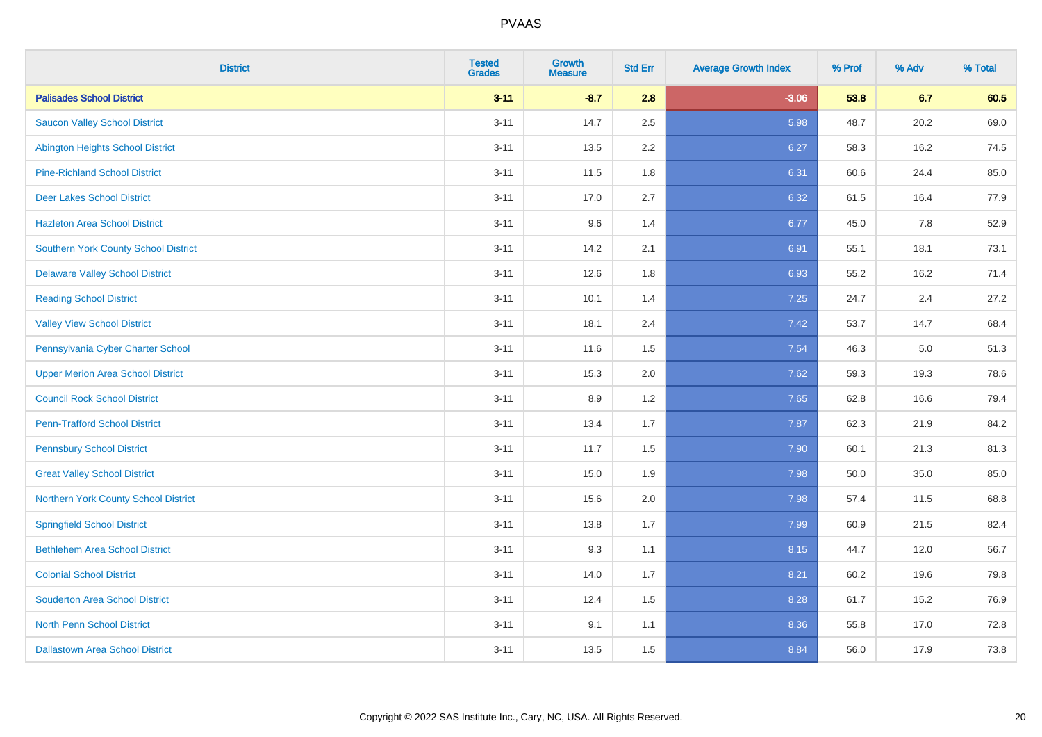# PVAAS

| District | Tested Grades | Growth Measure | Std Err | Average Growth Index | % Prof | % Adv | % Total |
|---|---|---|---|---|---|---|---|
| **Palisades School District** | **3-11** | **-8.7** | **2.8** | **-3.06** | **53.8** | **6.7** | **60.5** |
| Saucon Valley School District | 3-11 | 14.7 | 2.5 | 5.98 | 48.7 | 20.2 | 69.0 |
| Abington Heights School District | 3-11 | 13.5 | 2.2 | 6.27 | 58.3 | 16.2 | 74.5 |
| Pine-Richland School District | 3-11 | 11.5 | 1.8 | 6.31 | 60.6 | 24.4 | 85.0 |
| Deer Lakes School District | 3-11 | 17.0 | 2.7 | 6.32 | 61.5 | 16.4 | 77.9 |
| Hazleton Area School District | 3-11 | 9.6 | 1.4 | 6.77 | 45.0 | 7.8 | 52.9 |
| Southern York County School District | 3-11 | 14.2 | 2.1 | 6.91 | 55.1 | 18.1 | 73.1 |
| Delaware Valley School District | 3-11 | 12.6 | 1.8 | 6.93 | 55.2 | 16.2 | 71.4 |
| Reading School District | 3-11 | 10.1 | 1.4 | 7.25 | 24.7 | 2.4 | 27.2 |
| Valley View School District | 3-11 | 18.1 | 2.4 | 7.42 | 53.7 | 14.7 | 68.4 |
| Pennsylvania Cyber Charter School | 3-11 | 11.6 | 1.5 | 7.54 | 46.3 | 5.0 | 51.3 |
| Upper Merion Area School District | 3-11 | 15.3 | 2.0 | 7.62 | 59.3 | 19.3 | 78.6 |
| Council Rock School District | 3-11 | 8.9 | 1.2 | 7.65 | 62.8 | 16.6 | 79.4 |
| Penn-Trafford School District | 3-11 | 13.4 | 1.7 | 7.87 | 62.3 | 21.9 | 84.2 |
| Pennsbury School District | 3-11 | 11.7 | 1.5 | 7.90 | 60.1 | 21.3 | 81.3 |
| Great Valley School District | 3-11 | 15.0 | 1.9 | 7.98 | 50.0 | 35.0 | 85.0 |
| Northern York County School District | 3-11 | 15.6 | 2.0 | 7.98 | 57.4 | 11.5 | 68.8 |
| Springfield School District | 3-11 | 13.8 | 1.7 | 7.99 | 60.9 | 21.5 | 82.4 |
| Bethlehem Area School District | 3-11 | 9.3 | 1.1 | 8.15 | 44.7 | 12.0 | 56.7 |
| Colonial School District | 3-11 | 14.0 | 1.7 | 8.21 | 60.2 | 19.6 | 79.8 |
| Souderton Area School District | 3-11 | 12.4 | 1.5 | 8.28 | 61.7 | 15.2 | 76.9 |
| North Penn School District | 3-11 | 9.1 | 1.1 | 8.36 | 55.8 | 17.0 | 72.8 |
| Dallastown Area School District | 3-11 | 13.5 | 1.5 | 8.84 | 56.0 | 17.9 | 73.8 |

Copyright © 2022 SAS Institute Inc., Cary, NC, USA. All Rights Reserved.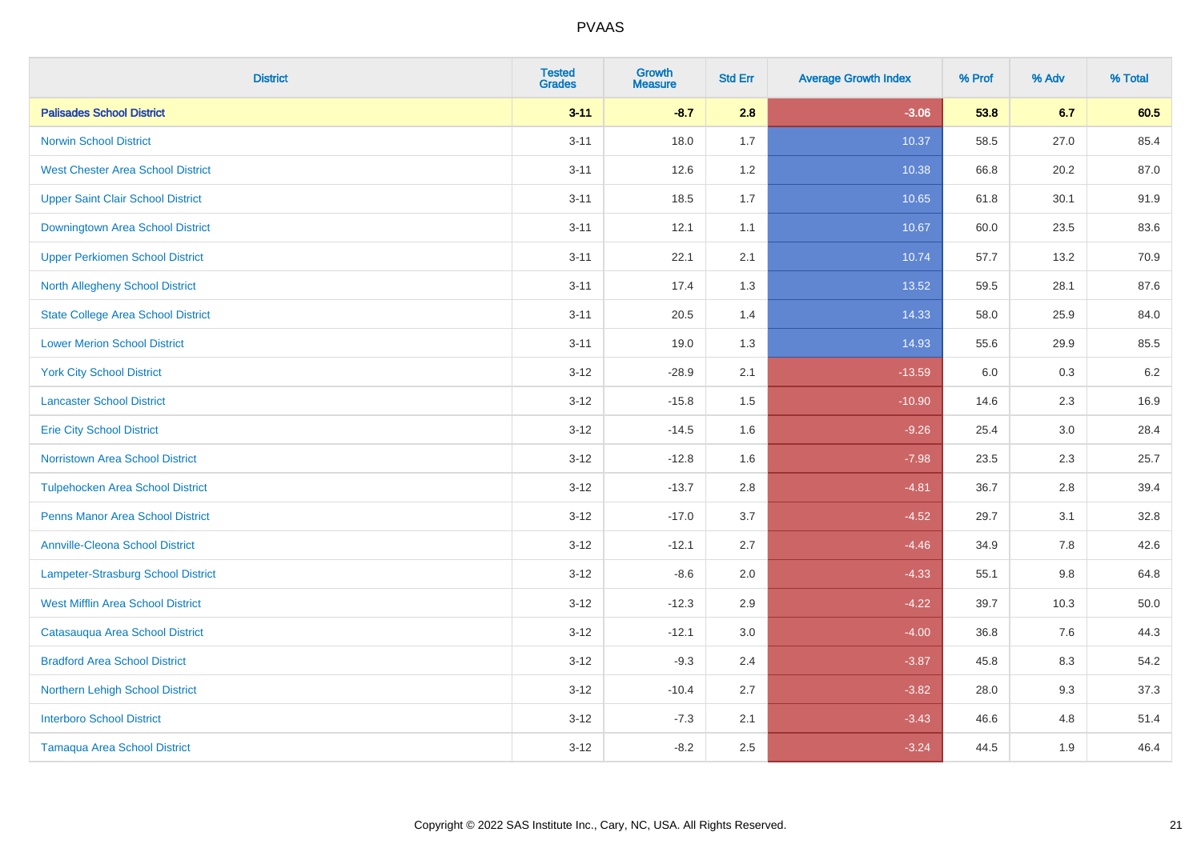# PVAAS

| District | Tested Grades | Growth Measure | Std Err | Average Growth Index | % Prof | % Adv | % Total |
|---|---|---|---|---|---|---|---|
| **Palisades School District** | **3-11** | **-8.7** | **2.8** | **-3.06** | **53.8** | **6.7** | **60.5** |
| Norwin School District | 3-11 | 18.0 | 1.7 | 10.37 | 58.5 | 27.0 | 85.4 |
| West Chester Area School District | 3-11 | 12.6 | 1.2 | 10.38 | 66.8 | 20.2 | 87.0 |
| Upper Saint Clair School District | 3-11 | 18.5 | 1.7 | 10.65 | 61.8 | 30.1 | 91.9 |
| Downingtown Area School District | 3-11 | 12.1 | 1.1 | 10.67 | 60.0 | 23.5 | 83.6 |
| Upper Perkiomen School District | 3-11 | 22.1 | 2.1 | 10.74 | 57.7 | 13.2 | 70.9 |
| North Allegheny School District | 3-11 | 17.4 | 1.3 | 13.52 | 59.5 | 28.1 | 87.6 |
| State College Area School District | 3-11 | 20.5 | 1.4 | 14.33 | 58.0 | 25.9 | 84.0 |
| Lower Merion School District | 3-11 | 19.0 | 1.3 | 14.93 | 55.6 | 29.9 | 85.5 |
| York City School District | 3-12 | -28.9 | 2.1 | -13.59 | 6.0 | 0.3 | 6.2 |
| Lancaster School District | 3-12 | -15.8 | 1.5 | -10.90 | 14.6 | 2.3 | 16.9 |
| Erie City School District | 3-12 | -14.5 | 1.6 | -9.26 | 25.4 | 3.0 | 28.4 |
| Norristown Area School District | 3-12 | -12.8 | 1.6 | -7.98 | 23.5 | 2.3 | 25.7 |
| Tulpehocken Area School District | 3-12 | -13.7 | 2.8 | -4.81 | 36.7 | 2.8 | 39.4 |
| Penns Manor Area School District | 3-12 | -17.0 | 3.7 | -4.52 | 29.7 | 3.1 | 32.8 |
| Annville-Cleona School District | 3-12 | -12.1 | 2.7 | -4.46 | 34.9 | 7.8 | 42.6 |
| Lampeter-Strasburg School District | 3-12 | -8.6 | 2.0 | -4.33 | 55.1 | 9.8 | 64.8 |
| West Mifflin Area School District | 3-12 | -12.3 | 2.9 | -4.22 | 39.7 | 10.3 | 50.0 |
| Catasauqua Area School District | 3-12 | -12.1 | 3.0 | -4.00 | 36.8 | 7.6 | 44.3 |
| Bradford Area School District | 3-12 | -9.3 | 2.4 | -3.87 | 45.8 | 8.3 | 54.2 |
| Northern Lehigh School District | 3-12 | -10.4 | 2.7 | -3.82 | 28.0 | 9.3 | 37.3 |
| Interboro School District | 3-12 | -7.3 | 2.1 | -3.43 | 46.6 | 4.8 | 51.4 |
| Tamaqua Area School District | 3-12 | -8.2 | 2.5 | -3.24 | 44.5 | 1.9 | 46.4 |

Copyright © 2022 SAS Institute Inc., Cary, NC, USA. All Rights Reserved.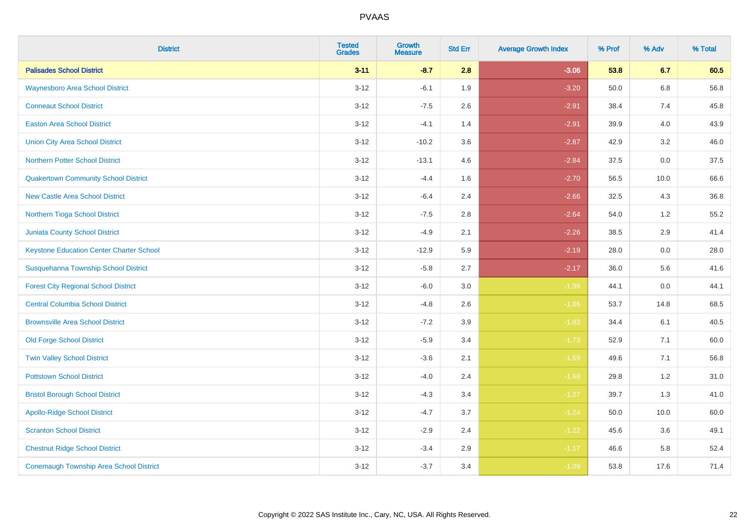# PVAAS

| District | Tested Grades | Growth Measure | Std Err | Average Growth Index | % Prof | % Adv | % Total |
|---|---|---|---|---|---|---|---|
| **Palisades School District** | **3-11** | **-8.7** | **2.8** | **-3.06** | **53.8** | **6.7** | **60.5** |
| Waynesboro Area School District | 3-12 | -6.1 | 1.9 | -3.20 | 50.0 | 6.8 | 56.8 |
| Conneaut School District | 3-12 | -7.5 | 2.6 | -2.91 | 38.4 | 7.4 | 45.8 |
| Easton Area School District | 3-12 | -4.1 | 1.4 | -2.91 | 39.9 | 4.0 | 43.9 |
| Union City Area School District | 3-12 | -10.2 | 3.6 | -2.87 | 42.9 | 3.2 | 46.0 |
| Northern Potter School District | 3-12 | -13.1 | 4.6 | -2.84 | 37.5 | 0.0 | 37.5 |
| Quakertown Community School District | 3-12 | -4.4 | 1.6 | -2.70 | 56.5 | 10.0 | 66.6 |
| New Castle Area School District | 3-12 | -6.4 | 2.4 | -2.66 | 32.5 | 4.3 | 36.8 |
| Northern Tioga School District | 3-12 | -7.5 | 2.8 | -2.64 | 54.0 | 1.2 | 55.2 |
| Juniata County School District | 3-12 | -4.9 | 2.1 | -2.26 | 38.5 | 2.9 | 41.4 |
| Keystone Education Center Charter School | 3-12 | -12.9 | 5.9 | -2.19 | 28.0 | 0.0 | 28.0 |
| Susquehanna Township School District | 3-12 | -5.8 | 2.7 | -2.17 | 36.0 | 5.6 | 41.6 |
| Forest City Regional School District | 3-12 | -6.0 | 3.0 | -1.96 | 44.1 | 0.0 | 44.1 |
| Central Columbia School District | 3-12 | -4.8 | 2.6 | -1.86 | 53.7 | 14.8 | 68.5 |
| Brownsville Area School District | 3-12 | -7.2 | 3.9 | -1.83 | 34.4 | 6.1 | 40.5 |
| Old Forge School District | 3-12 | -5.9 | 3.4 | -1.73 | 52.9 | 7.1 | 60.0 |
| Twin Valley School District | 3-12 | -3.6 | 2.1 | -1.69 | 49.6 | 7.1 | 56.8 |
| Pottstown School District | 3-12 | -4.0 | 2.4 | -1.68 | 29.8 | 1.2 | 31.0 |
| Bristol Borough School District | 3-12 | -4.3 | 3.4 | -1.27 | 39.7 | 1.3 | 41.0 |
| Apollo-Ridge School District | 3-12 | -4.7 | 3.7 | -1.24 | 50.0 | 10.0 | 60.0 |
| Scranton School District | 3-12 | -2.9 | 2.4 | -1.22 | 45.6 | 3.6 | 49.1 |
| Chestnut Ridge School District | 3-12 | -3.4 | 2.9 | -1.17 | 46.6 | 5.8 | 52.4 |
| Conemaugh Township Area School District | 3-12 | -3.7 | 3.4 | -1.09 | 53.8 | 17.6 | 71.4 |

Copyright © 2022 SAS Institute Inc., Cary, NC, USA. All Rights Reserved.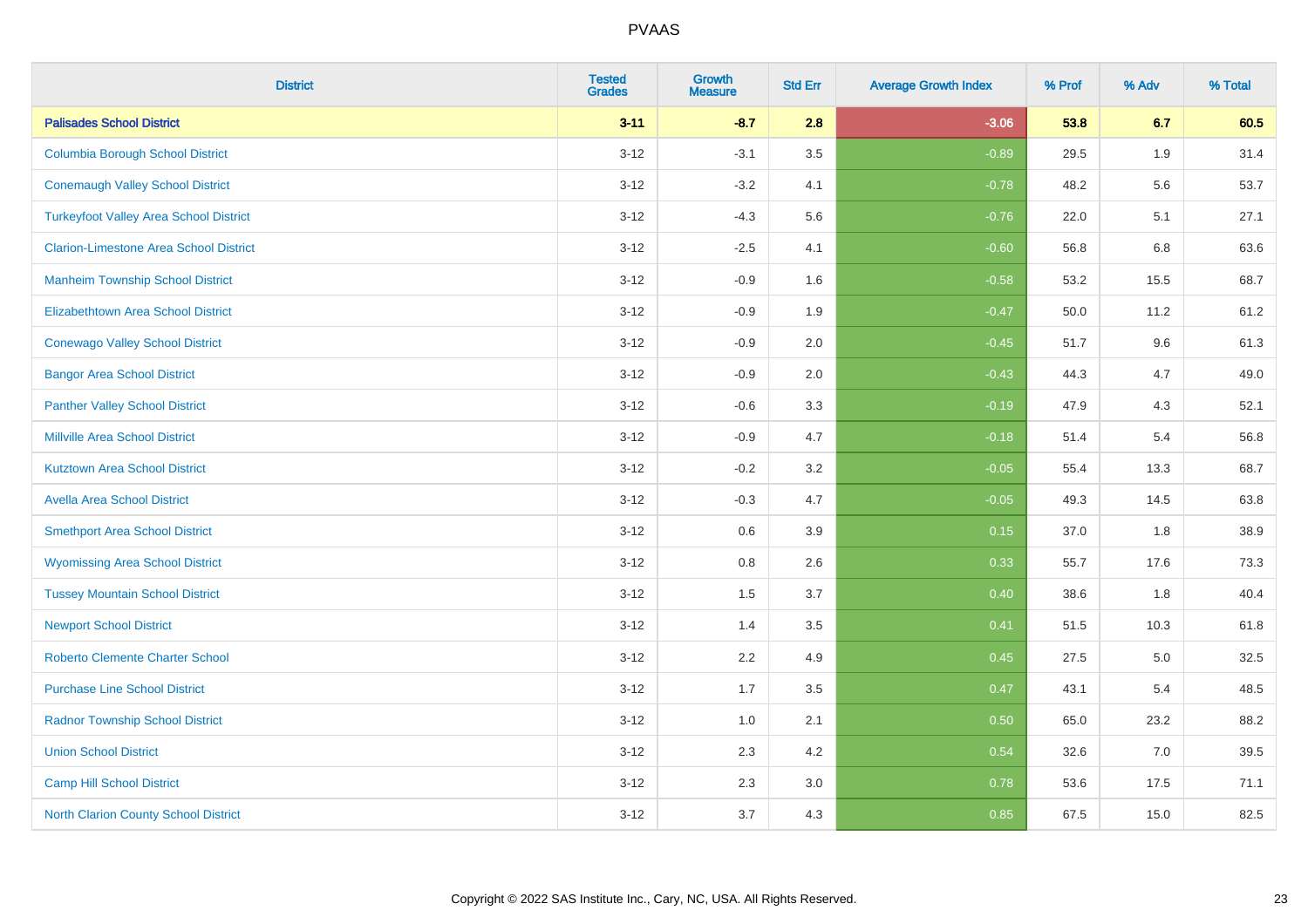| District | Tested Grades | Growth Measure | Std Err | Average Growth Index | % Prof | % Adv | % Total |
|---|---|---|---|---|---|---|---|
| **Palisades School District** | **3-11** | **-8.7** | **2.8** | **-3.06** | **53.8** | **6.7** | **60.5** |
| Columbia Borough School District | 3-12 | -3.1 | 3.5 | -0.89 | 29.5 | 1.9 | 31.4 |
| Conemaugh Valley School District | 3-12 | -3.2 | 4.1 | -0.78 | 48.2 | 5.6 | 53.7 |
| Turkeyfoot Valley Area School District | 3-12 | -4.3 | 5.6 | -0.76 | 22.0 | 5.1 | 27.1 |
| Clarion-Limestone Area School District | 3-12 | -2.5 | 4.1 | -0.60 | 56.8 | 6.8 | 63.6 |
| Manheim Township School District | 3-12 | -0.9 | 1.6 | -0.58 | 53.2 | 15.5 | 68.7 |
| Elizabethtown Area School District | 3-12 | -0.9 | 1.9 | -0.47 | 50.0 | 11.2 | 61.2 |
| Conewago Valley School District | 3-12 | -0.9 | 2.0 | -0.45 | 51.7 | 9.6 | 61.3 |
| Bangor Area School District | 3-12 | -0.9 | 2.0 | -0.43 | 44.3 | 4.7 | 49.0 |
| Panther Valley School District | 3-12 | -0.6 | 3.3 | -0.19 | 47.9 | 4.3 | 52.1 |
| Millville Area School District | 3-12 | -0.9 | 4.7 | -0.18 | 51.4 | 5.4 | 56.8 |
| Kutztown Area School District | 3-12 | -0.2 | 3.2 | -0.05 | 55.4 | 13.3 | 68.7 |
| Avella Area School District | 3-12 | -0.3 | 4.7 | -0.05 | 49.3 | 14.5 | 63.8 |
| Smethport Area School District | 3-12 | 0.6 | 3.9 | 0.15 | 37.0 | 1.8 | 38.9 |
| Wyomissing Area School District | 3-12 | 0.8 | 2.6 | 0.33 | 55.7 | 17.6 | 73.3 |
| Tussey Mountain School District | 3-12 | 1.5 | 3.7 | 0.40 | 38.6 | 1.8 | 40.4 |
| Newport School District | 3-12 | 1.4 | 3.5 | 0.41 | 51.5 | 10.3 | 61.8 |
| Roberto Clemente Charter School | 3-12 | 2.2 | 4.9 | 0.45 | 27.5 | 5.0 | 32.5 |
| Purchase Line School District | 3-12 | 1.7 | 3.5 | 0.47 | 43.1 | 5.4 | 48.5 |
| Radnor Township School District | 3-12 | 1.0 | 2.1 | 0.50 | 65.0 | 23.2 | 88.2 |
| Union School District | 3-12 | 2.3 | 4.2 | 0.54 | 32.6 | 7.0 | 39.5 |
| Camp Hill School District | 3-12 | 2.3 | 3.0 | 0.78 | 53.6 | 17.5 | 71.1 |
| North Clarion County School District | 3-12 | 3.7 | 4.3 | 0.85 | 67.5 | 15.0 | 82.5 |

Copyright © 2022 SAS Institute Inc., Cary, NC, USA. All Rights Reserved.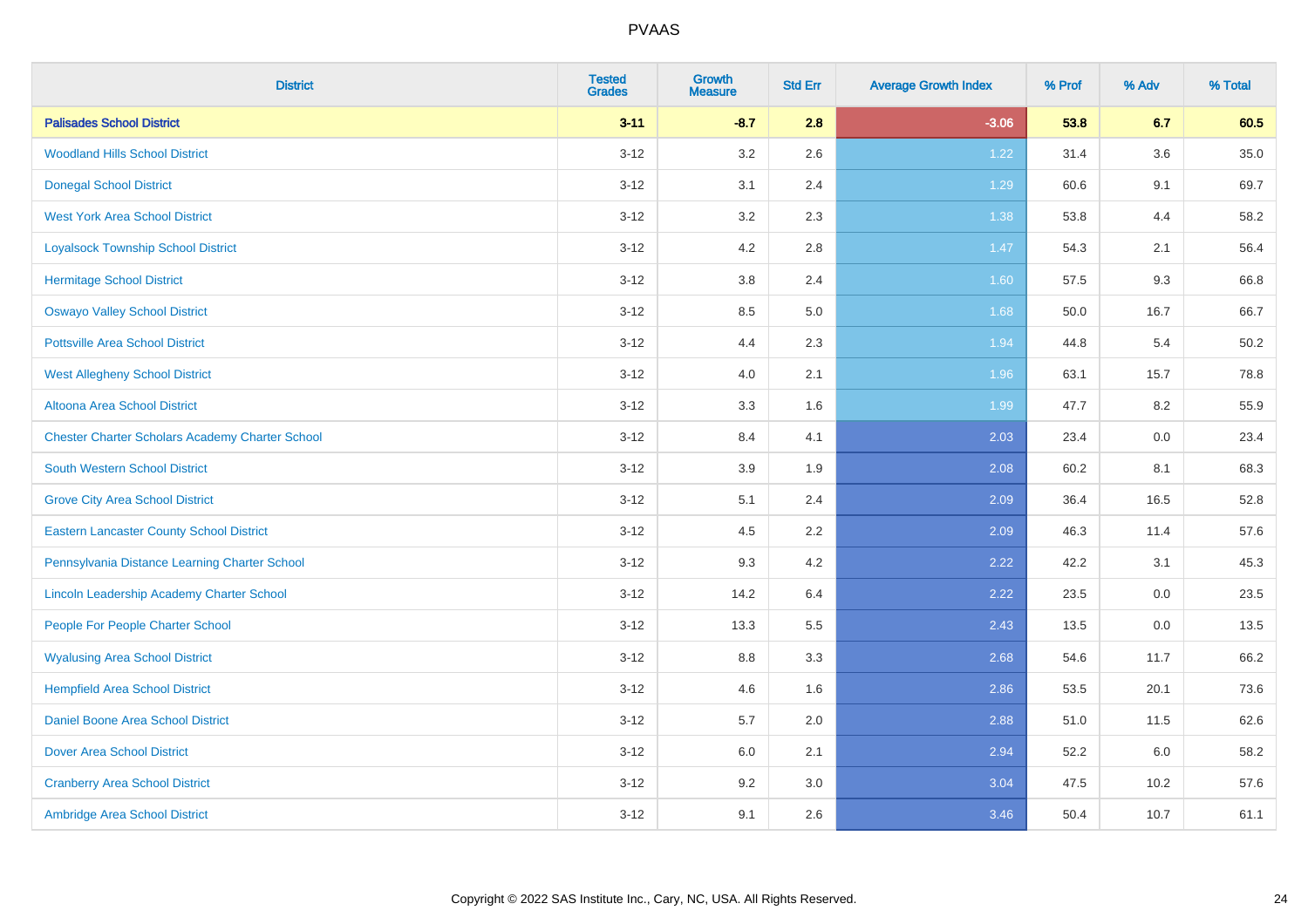| District | Tested Grades | Growth Measure | Std Err | Average Growth Index | % Prof | % Adv | % Total |
|---|---|---|---|---|---|---|---|
| **Palisades School District** | **3-11** | **-8.7** | **2.8** | **-3.06** | **53.8** | **6.7** | **60.5** |
| Woodland Hills School District | 3-12 | 3.2 | 2.6 | 1.22 | 31.4 | 3.6 | 35.0 |
| Donegal School District | 3-12 | 3.1 | 2.4 | 1.29 | 60.6 | 9.1 | 69.7 |
| West York Area School District | 3-12 | 3.2 | 2.3 | 1.38 | 53.8 | 4.4 | 58.2 |
| Loyalsock Township School District | 3-12 | 4.2 | 2.8 | 1.47 | 54.3 | 2.1 | 56.4 |
| Hermitage School District | 3-12 | 3.8 | 2.4 | 1.60 | 57.5 | 9.3 | 66.8 |
| Oswayo Valley School District | 3-12 | 8.5 | 5.0 | 1.68 | 50.0 | 16.7 | 66.7 |
| Pottsville Area School District | 3-12 | 4.4 | 2.3 | 1.94 | 44.8 | 5.4 | 50.2 |
| West Allegheny School District | 3-12 | 4.0 | 2.1 | 1.96 | 63.1 | 15.7 | 78.8 |
| Altoona Area School District | 3-12 | 3.3 | 1.6 | 1.99 | 47.7 | 8.2 | 55.9 |
| Chester Charter Scholars Academy Charter School | 3-12 | 8.4 | 4.1 | 2.03 | 23.4 | 0.0 | 23.4 |
| South Western School District | 3-12 | 3.9 | 1.9 | 2.08 | 60.2 | 8.1 | 68.3 |
| Grove City Area School District | 3-12 | 5.1 | 2.4 | 2.09 | 36.4 | 16.5 | 52.8 |
| Eastern Lancaster County School District | 3-12 | 4.5 | 2.2 | 2.09 | 46.3 | 11.4 | 57.6 |
| Pennsylvania Distance Learning Charter School | 3-12 | 9.3 | 4.2 | 2.22 | 42.2 | 3.1 | 45.3 |
| Lincoln Leadership Academy Charter School | 3-12 | 14.2 | 6.4 | 2.22 | 23.5 | 0.0 | 23.5 |
| People For People Charter School | 3-12 | 13.3 | 5.5 | 2.43 | 13.5 | 0.0 | 13.5 |
| Wyalusing Area School District | 3-12 | 8.8 | 3.3 | 2.68 | 54.6 | 11.7 | 66.2 |
| Hempfield Area School District | 3-12 | 4.6 | 1.6 | 2.86 | 53.5 | 20.1 | 73.6 |
| Daniel Boone Area School District | 3-12 | 5.7 | 2.0 | 2.88 | 51.0 | 11.5 | 62.6 |
| Dover Area School District | 3-12 | 6.0 | 2.1 | 2.94 | 52.2 | 6.0 | 58.2 |
| Cranberry Area School District | 3-12 | 9.2 | 3.0 | 3.04 | 47.5 | 10.2 | 57.6 |
| Ambridge Area School District | 3-12 | 9.1 | 2.6 | 3.46 | 50.4 | 10.7 | 61.1 |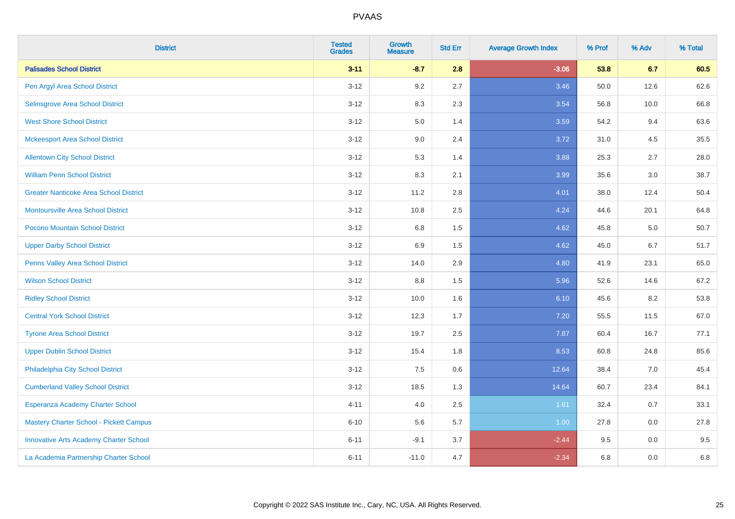# PVAAS

| District | Tested Grades | Growth Measure | Std Err | Average Growth Index | % Prof | % Adv | % Total |
|---|---|---|---|---|---|---|---|
| **Palisades School District** | **3-11** | **-8.7** | **2.8** | **-3.06** | **53.8** | **6.7** | **60.5** |
| Pen Argyl Area School District | 3-12 | 9.2 | 2.7 | 3.46 | 50.0 | 12.6 | 62.6 |
| Selinsgrove Area School District | 3-12 | 8.3 | 2.3 | 3.54 | 56.8 | 10.0 | 66.8 |
| West Shore School District | 3-12 | 5.0 | 1.4 | 3.59 | 54.2 | 9.4 | 63.6 |
| Mckeesport Area School District | 3-12 | 9.0 | 2.4 | 3.72 | 31.0 | 4.5 | 35.5 |
| Allentown City School District | 3-12 | 5.3 | 1.4 | 3.88 | 25.3 | 2.7 | 28.0 |
| William Penn School District | 3-12 | 8.3 | 2.1 | 3.99 | 35.6 | 3.0 | 38.7 |
| Greater Nanticoke Area School District | 3-12 | 11.2 | 2.8 | 4.01 | 38.0 | 12.4 | 50.4 |
| Montoursville Area School District | 3-12 | 10.8 | 2.5 | 4.24 | 44.6 | 20.1 | 64.8 |
| Pocono Mountain School District | 3-12 | 6.8 | 1.5 | 4.62 | 45.8 | 5.0 | 50.7 |
| Upper Darby School District | 3-12 | 6.9 | 1.5 | 4.62 | 45.0 | 6.7 | 51.7 |
| Penns Valley Area School District | 3-12 | 14.0 | 2.9 | 4.80 | 41.9 | 23.1 | 65.0 |
| Wilson School District | 3-12 | 8.8 | 1.5 | 5.96 | 52.6 | 14.6 | 67.2 |
| Ridley School District | 3-12 | 10.0 | 1.6 | 6.10 | 45.6 | 8.2 | 53.8 |
| Central York School District | 3-12 | 12.3 | 1.7 | 7.20 | 55.5 | 11.5 | 67.0 |
| Tyrone Area School District | 3-12 | 19.7 | 2.5 | 7.87 | 60.4 | 16.7 | 77.1 |
| Upper Dublin School District | 3-12 | 15.4 | 1.8 | 8.53 | 60.8 | 24.8 | 85.6 |
| Philadelphia City School District | 3-12 | 7.5 | 0.6 | 12.64 | 38.4 | 7.0 | 45.4 |
| Cumberland Valley School District | 3-12 | 18.5 | 1.3 | 14.64 | 60.7 | 23.4 | 84.1 |
| Esperanza Academy Charter School | 4-11 | 4.0 | 2.5 | 1.61 | 32.4 | 0.7 | 33.1 |
| Mastery Charter School - Pickett Campus | 6-10 | 5.6 | 5.7 | 1.00 | 27.8 | 0.0 | 27.8 |
| Innovative Arts Academy Charter School | 6-11 | -9.1 | 3.7 | -2.44 | 9.5 | 0.0 | 9.5 |
| La Academia Partnership Charter School | 6-11 | -11.0 | 4.7 | -2.34 | 6.8 | 0.0 | 6.8 |

Copyright © 2022 SAS Institute Inc., Cary, NC, USA. All Rights Reserved.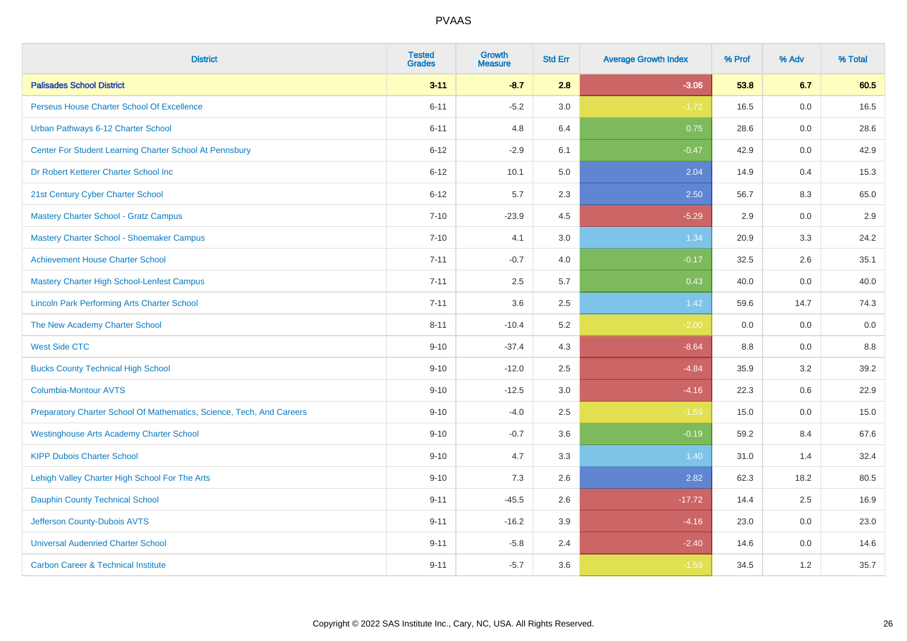# PVAAS

| District | Tested Grades | Growth Measure | Std Err | Average Growth Index | % Prof | % Adv | % Total |
|---|---|---|---|---|---|---|---|
| **Palisades School District** | **3-11** | **-8.7** | **2.8** | **-3.06** | **53.8** | **6.7** | **60.5** |
| Perseus House Charter School Of Excellence | 6-11 | -5.2 | 3.0 | -1.72 | 16.5 | 0.0 | 16.5 |
| Urban Pathways 6-12 Charter School | 6-11 | 4.8 | 6.4 | 0.75 | 28.6 | 0.0 | 28.6 |
| Center For Student Learning Charter School At Pennsbury | 6-12 | -2.9 | 6.1 | -0.47 | 42.9 | 0.0 | 42.9 |
| Dr Robert Ketterer Charter School Inc | 6-12 | 10.1 | 5.0 | 2.04 | 14.9 | 0.4 | 15.3 |
| 21st Century Cyber Charter School | 6-12 | 5.7 | 2.3 | 2.50 | 56.7 | 8.3 | 65.0 |
| Mastery Charter School - Gratz Campus | 7-10 | -23.9 | 4.5 | -5.29 | 2.9 | 0.0 | 2.9 |
| Mastery Charter School - Shoemaker Campus | 7-10 | 4.1 | 3.0 | 1.34 | 20.9 | 3.3 | 24.2 |
| Achievement House Charter School | 7-11 | -0.7 | 4.0 | -0.17 | 32.5 | 2.6 | 35.1 |
| Mastery Charter High School-Lenfest Campus | 7-11 | 2.5 | 5.7 | 0.43 | 40.0 | 0.0 | 40.0 |
| Lincoln Park Performing Arts Charter School | 7-11 | 3.6 | 2.5 | 1.42 | 59.6 | 14.7 | 74.3 |
| The New Academy Charter School | 8-11 | -10.4 | 5.2 | -2.00 | 0.0 | 0.0 | 0.0 |
| West Side CTC | 9-10 | -37.4 | 4.3 | -8.64 | 8.8 | 0.0 | 8.8 |
| Bucks County Technical High School | 9-10 | -12.0 | 2.5 | -4.84 | 35.9 | 3.2 | 39.2 |
| Columbia-Montour AVTS | 9-10 | -12.5 | 3.0 | -4.16 | 22.3 | 0.6 | 22.9 |
| Preparatory Charter School Of Mathematics, Science, Tech, And Careers | 9-10 | -4.0 | 2.5 | -1.59 | 15.0 | 0.0 | 15.0 |
| Westinghouse Arts Academy Charter School | 9-10 | -0.7 | 3.6 | -0.19 | 59.2 | 8.4 | 67.6 |
| KIPP Dubois Charter School | 9-10 | 4.7 | 3.3 | 1.40 | 31.0 | 1.4 | 32.4 |
| Lehigh Valley Charter High School For The Arts | 9-10 | 7.3 | 2.6 | 2.82 | 62.3 | 18.2 | 80.5 |
| Dauphin County Technical School | 9-11 | -45.5 | 2.6 | -17.72 | 14.4 | 2.5 | 16.9 |
| Jefferson County-Dubois AVTS | 9-11 | -16.2 | 3.9 | -4.16 | 23.0 | 0.0 | 23.0 |
| Universal Audenried Charter School | 9-11 | -5.8 | 2.4 | -2.40 | 14.6 | 0.0 | 14.6 |
| Carbon Career & Technical Institute | 9-11 | -5.7 | 3.6 | -1.59 | 34.5 | 1.2 | 35.7 |

Copyright © 2022 SAS Institute Inc., Cary, NC, USA. All Rights Reserved.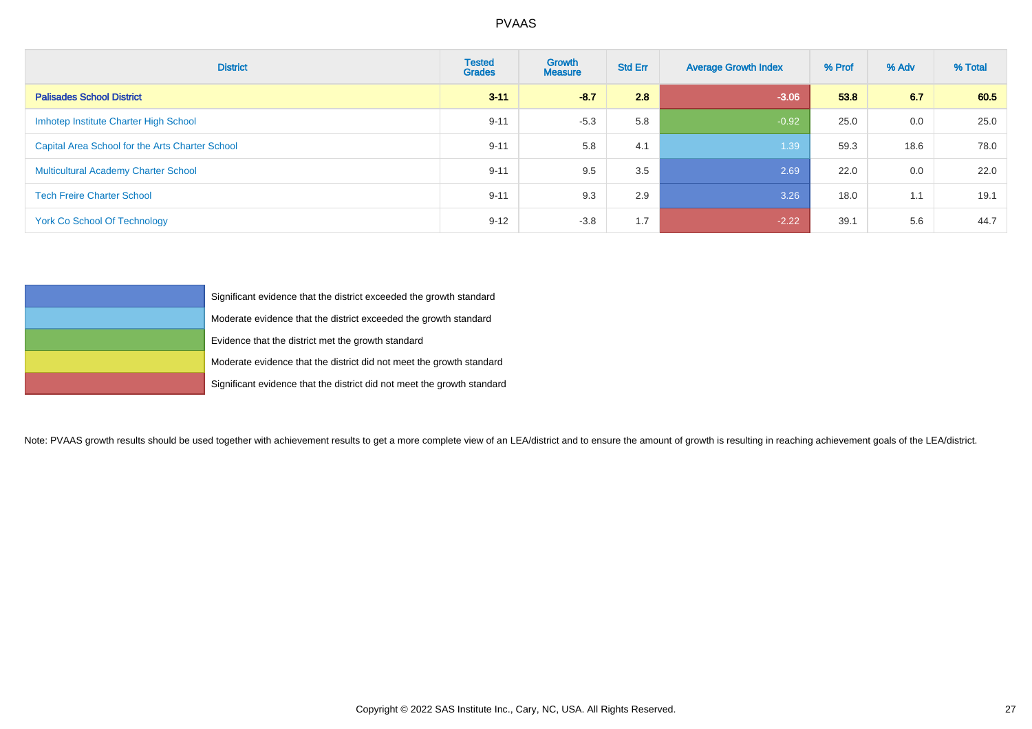# PVAAS

| District | Tested Grades | Growth Measure | Std Err | Average Growth Index | % Prof | % Adv | % Total |
|---|---|---|---|---|---|---|---|
| **Palisades School District** | **3-11** | **-8.7** | **2.8** | **-3.06** | **53.8** | **6.7** | **60.5** |
| Imhotep Institute Charter High School | 9-11 | -5.3 | 5.8 | -0.92 | 25.0 | 0.0 | 25.0 |
| Capital Area School for the Arts Charter School | 9-11 | 5.8 | 4.1 | 1.39 | 59.3 | 18.6 | 78.0 |
| Multicultural Academy Charter School | 9-11 | 9.5 | 3.5 | 2.69 | 22.0 | 0.0 | 22.0 |
| Tech Freire Charter School | 9-11 | 9.3 | 2.9 | 3.26 | 18.0 | 1.1 | 19.1 |
| York Co School Of Technology | 9-12 | -3.8 | 1.7 | -2.22 | 39.1 | 5.6 | 44.7 |

Significant evidence that the district exceeded the growth standard

Moderate evidence that the district exceeded the growth standard

Evidence that the district met the growth standard

Moderate evidence that the district did not meet the growth standard

Significant evidence that the district did not meet the growth standard

Note: PVAAS growth results should be used together with achievement results to get a more complete view of an LEA/district and to ensure the amount of growth is resulting in reaching achievement goals of the LEA/district.

Copyright © 2022 SAS Institute Inc., Cary, NC, USA. All Rights Reserved.